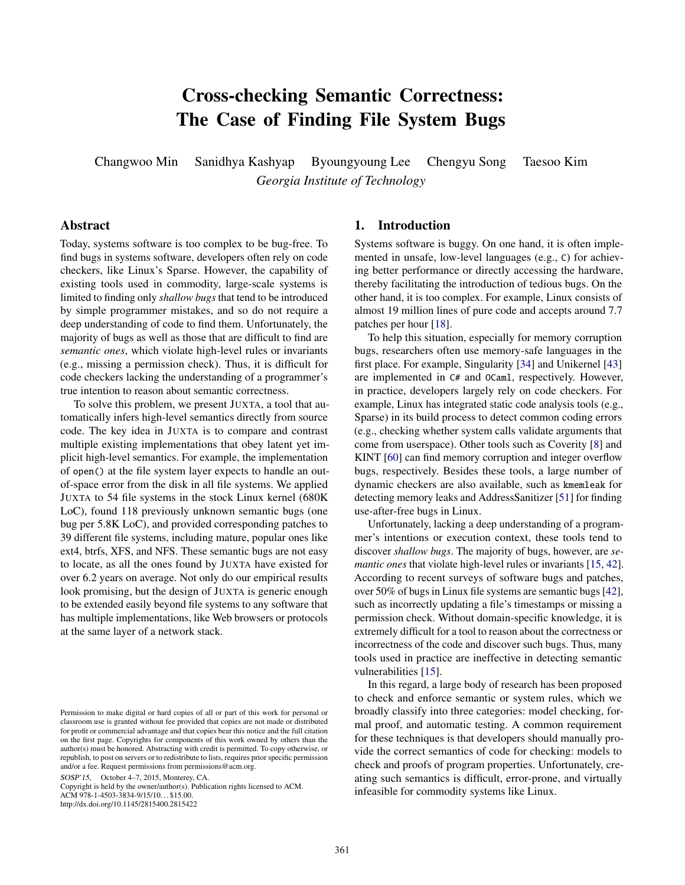# Cross-checking Semantic Correctness: The Case of Finding File System Bugs

Changwoo Min Sanidhya Kashyap Byoungyoung Lee Chengyu Song Taesoo Kim

*Georgia Institute of Technology*

## Abstract

Today, systems software is too complex to be bug-free. To find bugs in systems software, developers often rely on code checkers, like Linux's Sparse. However, the capability of existing tools used in commodity, large-scale systems is limited to finding only *shallow bugs* that tend to be introduced by simple programmer mistakes, and so do not require a deep understanding of code to find them. Unfortunately, the majority of bugs as well as those that are difficult to find are *semantic ones*, which violate high-level rules or invariants (e.g., missing a permission check). Thus, it is difficult for code checkers lacking the understanding of a programmer's true intention to reason about semantic correctness.

To solve this problem, we present JUXTA, a tool that automatically infers high-level semantics directly from source code. The key idea in JUXTA is to compare and contrast multiple existing implementations that obey latent yet implicit high-level semantics. For example, the implementation of `open()` at the file system layer expects to handle an out-of-space error from the disk in all file systems. We applied JUXTA to 54 file systems in the stock Linux kernel (680K LoC), found 118 previously unknown semantic bugs (one bug per 5.8K LoC), and provided corresponding patches to 39 different file systems, including mature, popular ones like ext4, btrfs, XFS, and NFS. These semantic bugs are not easy to locate, as all the ones found by JUXTA have existed for over 6.2 years on average. Not only do our empirical results look promising, but the design of JUXTA is generic enough to be extended easily beyond file systems to any software that has multiple implementations, like Web browsers or protocols at the same layer of a network stack.

Permission to make digital or hard copies of all or part of this work for personal or classroom use is granted without fee provided that copies are not made or distributed for profit or commercial advantage and that copies bear this notice and the full citation on the first page. Copyrights for components of this work owned by others than the author(s) must be honored. Abstracting with credit is permitted. To copy otherwise, or republish, to post on servers or to redistribute to lists, requires prior specific permission and/or a fee. Request permissions from permissions@acm.org.

*SOSP'15*, October 4–7, 2015, Monterey, CA.
Copyright is held by the owner/author(s). Publication rights licensed to ACM.
ACM 978-1-4503-3834-9/15/10... $15.00.
http://dx.doi.org/10.1145/2815400.2815422

## 1. Introduction

Systems software is buggy. On one hand, it is often implemented in unsafe, low-level languages (e.g., `C`) for achieving better performance or directly accessing the hardware, thereby facilitating the introduction of tedious bugs. On the other hand, it is too complex. For example, Linux consists of almost 19 million lines of pure code and accepts around 7.7 patches per hour [18].

To help this situation, especially for memory corruption bugs, researchers often use memory-safe languages in the first place. For example, Singularity [34] and Unikernel [43] are implemented in `C#` and `OCaml`, respectively. However, in practice, developers largely rely on code checkers. For example, Linux has integrated static code analysis tools (e.g., Sparse) in its build process to detect common coding errors (e.g., checking whether system calls validate arguments that come from userspace). Other tools such as Coverity [8] and KINT [60] can find memory corruption and integer overflow bugs, respectively. Besides these tools, a large number of dynamic checkers are also available, such as `kmemleak` for detecting memory leaks and AddressSanitizer [51] for finding use-after-free bugs in Linux.

Unfortunately, lacking a deep understanding of a programmer's intentions or execution context, these tools tend to discover *shallow bugs*. The majority of bugs, however, are *semantic ones* that violate high-level rules or invariants [15, 42]. According to recent surveys of software bugs and patches, over 50% of bugs in Linux file systems are semantic bugs [42], such as incorrectly updating a file's timestamps or missing a permission check. Without domain-specific knowledge, it is extremely difficult for a tool to reason about the correctness or incorrectness of the code and discover such bugs. Thus, many tools used in practice are ineffective in detecting semantic vulnerabilities [15].

In this regard, a large body of research has been proposed to check and enforce semantic or system rules, which we broadly classify into three categories: model checking, formal proof, and automatic testing. A common requirement for these techniques is that developers should manually provide the correct semantics of code for checking: models to check and proofs of program properties. Unfortunately, creating such semantics is difficult, error-prone, and virtually infeasible for commodity systems like Linux.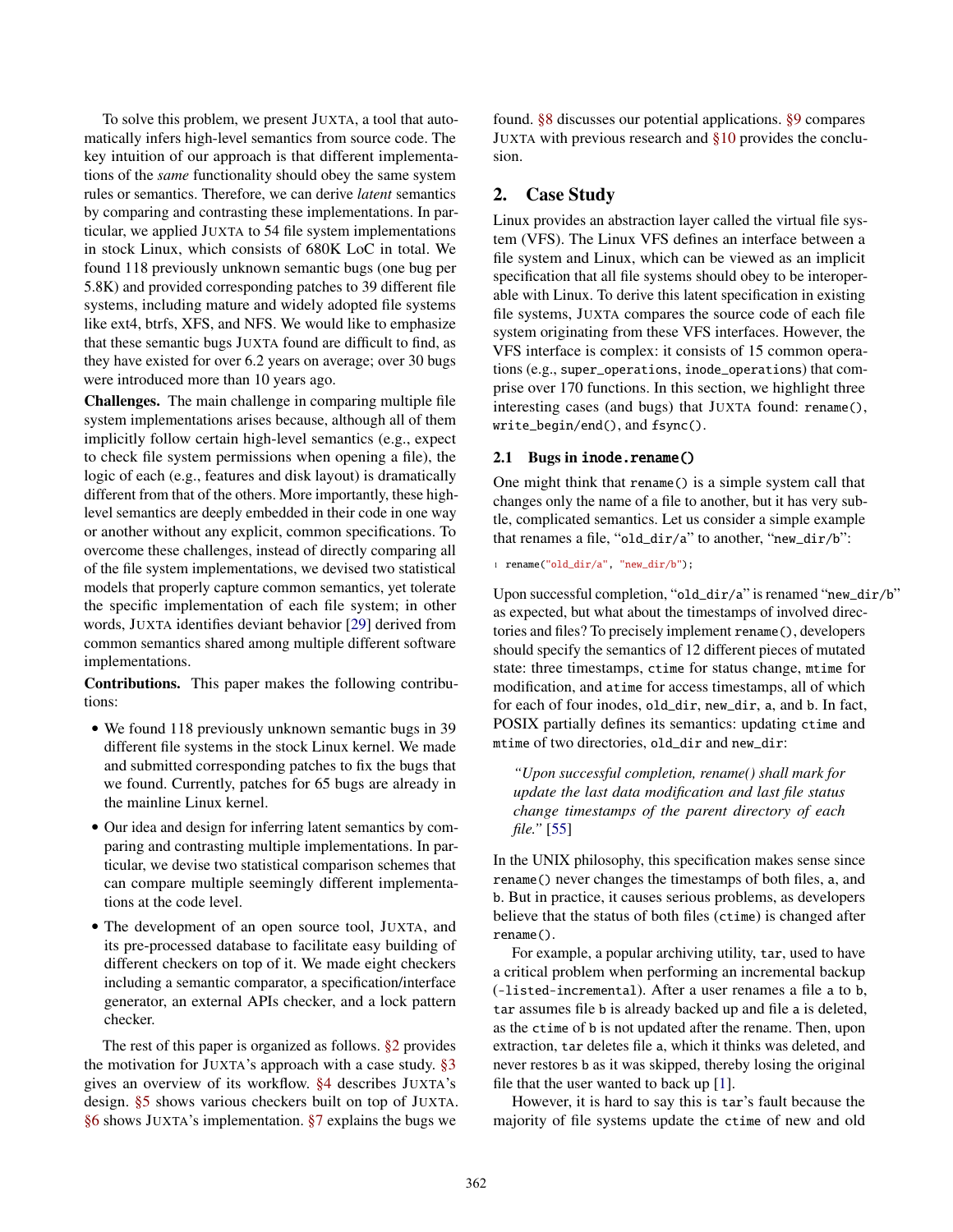To solve this problem, we present JUXTA, a tool that automatically infers high-level semantics from source code. The key intuition of our approach is that different implementations of the *same* functionality should obey the same system rules or semantics. Therefore, we can derive *latent* semantics by comparing and contrasting these implementations. In particular, we applied JUXTA to 54 file system implementations in stock Linux, which consists of 680K LoC in total. We found 118 previously unknown semantic bugs (one bug per 5.8K) and provided corresponding patches to 39 different file systems, including mature and widely adopted file systems like ext4, btrfs, XFS, and NFS. We would like to emphasize that these semantic bugs JUXTA found are difficult to find, as they have existed for over 6.2 years on average; over 30 bugs were introduced more than 10 years ago.

**Challenges.** The main challenge in comparing multiple file system implementations arises because, although all of them implicitly follow certain high-level semantics (e.g., expect to check file system permissions when opening a file), the logic of each (e.g., features and disk layout) is dramatically different from that of the others. More importantly, these high-level semantics are deeply embedded in their code in one way or another without any explicit, common specifications. To overcome these challenges, instead of directly comparing all of the file system implementations, we devised two statistical models that properly capture common semantics, yet tolerate the specific implementation of each file system; in other words, JUXTA identifies deviant behavior [29] derived from common semantics shared among multiple different software implementations.

**Contributions.** This paper makes the following contributions:

- We found 118 previously unknown semantic bugs in 39 different file systems in the stock Linux kernel. We made and submitted corresponding patches to fix the bugs that we found. Currently, patches for 65 bugs are already in the mainline Linux kernel.
- Our idea and design for inferring latent semantics by comparing and contrasting multiple implementations. In particular, we devise two statistical comparison schemes that can compare multiple seemingly different implementations at the code level.
- The development of an open source tool, JUXTA, and its pre-processed database to facilitate easy building of different checkers on top of it. We made eight checkers including a semantic comparator, a specification/interface generator, an external APIs checker, and a lock pattern checker.

The rest of this paper is organized as follows. §2 provides the motivation for JUXTA's approach with a case study. §3 gives an overview of its workflow. §4 describes JUXTA's design. §5 shows various checkers built on top of JUXTA. §6 shows JUXTA's implementation. §7 explains the bugs we found. §8 discusses our potential applications. §9 compares JUXTA with previous research and §10 provides the conclusion.

## 2. Case Study

Linux provides an abstraction layer called the virtual file system (VFS). The Linux VFS defines an interface between a file system and Linux, which can be viewed as an implicit specification that all file systems should obey to be interoperable with Linux. To derive this latent specification in existing file systems, JUXTA compares the source code of each file system originating from these VFS interfaces. However, the VFS interface is complex: it consists of 15 common operations (e.g., `super_operations`, `inode_operations`) that comprise over 170 functions. In this section, we highlight three interesting cases (and bugs) that JUXTA found: `rename()`, `write_begin/end()`, and `fsync()`.

### 2.1 Bugs in `inode.rename()`

One might think that `rename()` is a simple system call that changes only the name of a file to another, but it has very subtle, complicated semantics. Let us consider a simple example that renames a file, "`old_dir/a`" to another, "`new_dir/b`":

```
1 rename("old_dir/a", "new_dir/b");
```

Upon successful completion, "`old_dir/a`" is renamed "`new_dir/b`" as expected, but what about the timestamps of involved directories and files? To precisely implement `rename()`, developers should specify the semantics of 12 different pieces of mutated state: three timestamps, `ctime` for status change, `mtime` for modification, and `atime` for access timestamps, all of which for each of four inodes, `old_dir`, `new_dir`, `a`, and `b`. In fact, POSIX partially defines its semantics: updating `ctime` and `mtime` of two directories, `old_dir` and `new_dir`:

> *"Upon successful completion, rename() shall mark for update the last data modification and last file status change timestamps of the parent directory of each file."* [55]

In the UNIX philosophy, this specification makes sense since `rename()` never changes the timestamps of both files, `a`, and `b`. But in practice, it causes serious problems, as developers believe that the status of both files (`ctime`) is changed after `rename()`.

For example, a popular archiving utility, `tar`, used to have a critical problem when performing an incremental backup (`-listed-incremental`). After a user renames a file `a` to `b`, `tar` assumes file `b` is already backed up and file `a` is deleted, as the `ctime` of `b` is not updated after the rename. Then, upon extraction, `tar` deletes file `a`, which it thinks was deleted, and never restores `b` as it was skipped, thereby losing the original file that the user wanted to back up [1].

However, it is hard to say this is `tar`'s fault because the majority of file systems update the `ctime` of new and old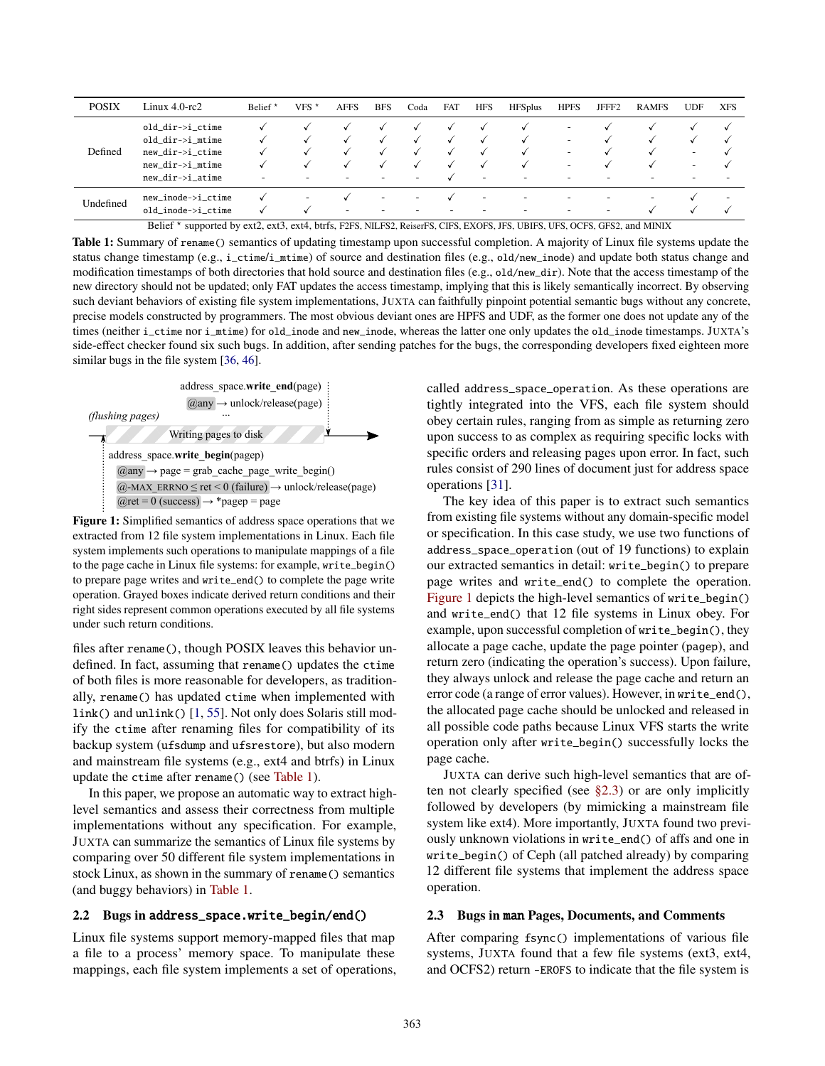| POSIX | Linux 4.0-rc2 | Belief * | VFS * | AFFS | BFS | Coda | FAT | HFS | HFSplus | HPFS | JFFF2 | RAMFS | UDF | XFS |
|---|---|---|---|---|---|---|---|---|---|---|---|---|---|---|
| Defined | `old_dir->i_ctime` | ✓ | ✓ | ✓ | ✓ | ✓ | ✓ | ✓ | ✓ | - | ✓ | ✓ | ✓ | ✓ |
| | `old_dir->i_mtime` | ✓ | ✓ | ✓ | ✓ | ✓ | ✓ | ✓ | ✓ | - | ✓ | ✓ | ✓ | ✓ |
| | `new_dir->i_ctime` | ✓ | ✓ | ✓ | ✓ | ✓ | ✓ | ✓ | ✓ | - | ✓ | ✓ | - | ✓ |
| | `new_dir->i_mtime` | ✓ | ✓ | ✓ | ✓ | ✓ | ✓ | ✓ | ✓ | - | ✓ | ✓ | - | ✓ |
| | `new_dir->i_atime` | - | - | - | - | - | ✓ | - | - | - | - | - | - | - |
| Undefined | `new_inode->i_ctime` | ✓ | - | ✓ | - | - | ✓ | - | - | - | - | - | ✓ | - |
| | `old_inode->i_ctime` | ✓ | ✓ | - | - | - | - | - | - | - | - | ✓ | ✓ | ✓ |

Belief * supported by ext2, ext3, ext4, btrfs, F2FS, NILFS2, ReiserFS, CIFS, EXOFS, JFS, UBIFS, UFS, OCFS, GFS2, and MINIX

**Table 1:** Summary of `rename()` semantics of updating timestamp upon successful completion. A majority of Linux file systems update the status change timestamp (e.g., `i_ctime`/`i_mtime`) of source and destination files (e.g., `old/new_inode`) and update both status change and modification timestamps of both directories that hold source and destination files (e.g., `old/new_dir`). Note that the access timestamp of the new directory should not be updated; only FAT updates the access timestamp, implying that this is likely semantically incorrect. By observing such deviant behaviors of existing file system implementations, JUXTA can faithfully pinpoint potential semantic bugs without any concrete, precise models constructed by programmers. The most obvious deviant ones are HPFS and UDF, as the former one does not update any of the times (neither `i_ctime` nor `i_mtime`) for `old_inode` and `new_inode`, whereas the latter one only updates the `old_inode` timestamps. JUXTA's side-effect checker found six such bugs. In addition, after sending patches for the bugs, the corresponding developers fixed eighteen more similar bugs in the file system [36, 46].

address_space.**write_end**(page)
@any → unlock/release(page)
...
(flushing pages)
Writing pages to disk
address_space.**write_begin**(pagep)
@any → page = grab_cache_page_write_begin()
@-MAX_ERRNO ≤ ret < 0 (failure) → unlock/release(page)
@ret = 0 (success) → *pagep = page

**Figure 1:** Simplified semantics of address space operations that we extracted from 12 file system implementations in Linux. Each file system implements such operations to manipulate mappings of a file to the page cache in Linux file systems: for example, `write_begin()` to prepare page writes and `write_end()` to complete the page write operation. Grayed boxes indicate derived return conditions and their right sides represent common operations executed by all file systems under such return conditions.

files after `rename()`, though POSIX leaves this behavior undefined. In fact, assuming that `rename()` updates the `ctime` of both files is more reasonable for developers, as traditionally, `rename()` has updated `ctime` when implemented with `link()` and `unlink()` [1, 55]. Not only does Solaris still modify the `ctime` after renaming files for compatibility of its backup system (`ufsdump` and `ufsrestore`), but also modern and mainstream file systems (e.g., ext4 and btrfs) in Linux update the `ctime` after `rename()` (see Table 1).

In this paper, we propose an automatic way to extract high-level semantics and assess their correctness from multiple implementations without any specification. For example, JUXTA can summarize the semantics of Linux file systems by comparing over 50 different file system implementations in stock Linux, as shown in the summary of `rename()` semantics (and buggy behaviors) in Table 1.

## 2.2 Bugs in `address_space.write_begin/end()`

Linux file systems support memory-mapped files that map a file to a process' memory space. To manipulate these mappings, each file system implements a set of operations, called `address_space_operation`. As these operations are tightly integrated into the VFS, each file system should obey certain rules, ranging from as simple as returning zero upon success to as complex as requiring specific locks with specific orders and releasing pages upon error. In fact, such rules consist of 290 lines of document just for address space operations [31].

The key idea of this paper is to extract such semantics from existing file systems without any domain-specific model or specification. In this case study, we use two functions of `address_space_operation` (out of 19 functions) to explain our extracted semantics in detail: `write_begin()` to prepare page writes and `write_end()` to complete the operation. Figure 1 depicts the high-level semantics of `write_begin()` and `write_end()` that 12 file systems in Linux obey. For example, upon successful completion of `write_begin()`, they allocate a page cache, update the page pointer (`pagep`), and return zero (indicating the operation's success). Upon failure, they always unlock and release the page cache and return an error code (a range of error values). However, in `write_end()`, the allocated page cache should be unlocked and released in all possible code paths because Linux VFS starts the write operation only after `write_begin()` successfully locks the page cache.

JUXTA can derive such high-level semantics that are often not clearly specified (see §2.3) or are only implicitly followed by developers (by mimicking a mainstream file system like ext4). More importantly, JUXTA found two previously unknown violations in `write_end()` of affs and one in `write_begin()` of Ceph (all patched already) by comparing 12 different file systems that implement the address space operation.

## 2.3 Bugs in `man` Pages, Documents, and Comments

After comparing `fsync()` implementations of various file systems, JUXTA found that a few file systems (ext3, ext4, and OCFS2) return `-EROFS` to indicate that the file system is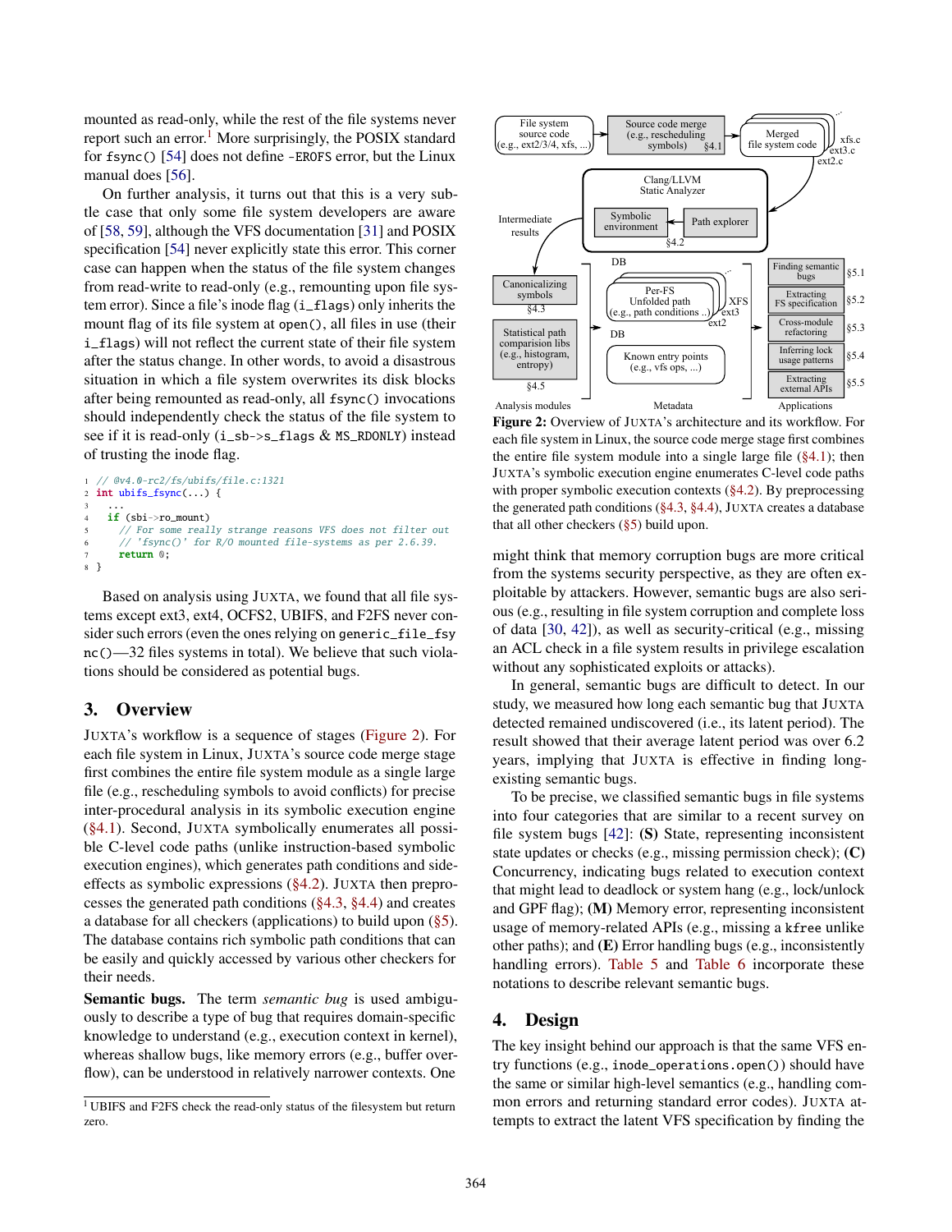mounted as read-only, while the rest of the file systems never report such an error.[1] More surprisingly, the POSIX standard for `fsync()` [54] does not define `-EROFS` error, but the Linux manual does [56].

On further analysis, it turns out that this is a very subtle case that only some file system developers are aware of [58, 59], although the VFS documentation [31] and POSIX specification [54] never explicitly state this error. This corner case can happen when the status of the file system changes from read-write to read-only (e.g., remounting upon file system error). Since a file's inode flag (`i_flags`) only inherits the mount flag of its file system at `open()`, all files in use (their `i_flags`) will not reflect the current state of their file system after the status change. In other words, to avoid a disastrous situation in which a file system overwrites its disk blocks after being remounted as read-only, all `fsync()` invocations should independently check the status of the file system to see if it is read-only (`i_sb->s_flags & MS_RDONLY`) instead of trusting the inode flag.

```
1 // @v4.0-rc2/fs/ubifs/file.c:1321
2 int ubifs_fsync(...) {
3   ...
4   if (sbi->ro_mount)
5     // For some really strange reasons VFS does not filter out
6     // 'fsync()' for R/O mounted file-systems as per 2.6.39.
7     return 0;
8 }
```

Based on analysis using JUXTA, we found that all file systems except ext3, ext4, OCFS2, UBIFS, and F2FS never consider such errors (even the ones relying on `generic_file_fsync()`—32 files systems in total). We believe that such violations should be considered as potential bugs.

## 3. Overview

JUXTA's workflow is a sequence of stages (Figure 2). For each file system in Linux, JUXTA's source code merge stage first combines the entire file system module as a single large file (e.g., rescheduling symbols to avoid conflicts) for precise inter-procedural analysis in its symbolic execution engine (§4.1). Second, JUXTA symbolically enumerates all possible C-level code paths (unlike instruction-based symbolic execution engines), which generates path conditions and side-effects as symbolic expressions (§4.2). JUXTA then preprocesses the generated path conditions (§4.3, §4.4) and creates a database for all checkers (applications) to build upon (§5). The database contains rich symbolic path conditions that can be easily and quickly accessed by various other checkers for their needs.

**Semantic bugs.** The term *semantic bug* is used ambiguously to describe a type of bug that requires domain-specific knowledge to understand (e.g., execution context in kernel), whereas shallow bugs, like memory errors (e.g., buffer overflow), can be understood in relatively narrower contexts. One might think that memory corruption bugs are more critical from the systems security perspective, as they are often exploitable by attackers. However, semantic bugs are also serious (e.g., resulting in file system corruption and complete loss of data [30, 42]), as well as security-critical (e.g., missing an ACL check in a file system results in privilege escalation without any sophisticated exploits or attacks).

In general, semantic bugs are difficult to detect. In our study, we measured how long each semantic bug that JUXTA detected remained undiscovered (i.e., its latent period). The result showed that their average latent period was over 6.2 years, implying that JUXTA is effective in finding long-existing semantic bugs.

To be precise, we classified semantic bugs in file systems into four categories that are similar to a recent survey on file system bugs [42]: **(S)** State, representing inconsistent state updates or checks (e.g., missing permission check); **(C)** Concurrency, indicating bugs related to execution context that might lead to deadlock or system hang (e.g., lock/unlock and GPF flag); **(M)** Memory error, representing inconsistent usage of memory-related APIs (e.g., missing a `kfree` unlike other paths); and **(E)** Error handling bugs (e.g., inconsistently handling errors). Table 5 and Table 6 incorporate these notations to describe relevant semantic bugs.

[1] UBIFS and F2FS check the read-only status of the filesystem but return zero.

File system source code (e.g., ext2/3/4, xfs, ...) → Source code merge (e.g., rescheduling symbols) §4.1 → Merged file system code (xfs.c, ext3.c, ext2.c) → Clang/LLVM Static Analyzer (Symbolic environment ← Path explorer) §4.2 → Intermediate results

Analysis modules: Canonicalizing symbols §4.3; Statistical path comparision libs (e.g., histogram, entropy) §4.5

Metadata: DB — Per-FS Unfolded path (e.g., path conditions ..) XFS, ext3, ext2; DB — Known entry points (e.g., vfs ops, ...)

Applications: Finding semantic bugs §5.1; Extracting FS specification §5.2; Cross-module refactoring §5.3; Inferring lock usage patterns §5.4; Extracting external APIs §5.5

**Figure 2:** Overview of JUXTA's architecture and its workflow. For each file system in Linux, the source code merge stage first combines the entire file system module into a single large file (§4.1); then JUXTA's symbolic execution engine enumerates C-level code paths with proper symbolic execution contexts (§4.2). By preprocessing the generated path conditions (§4.3, §4.4), JUXTA creates a database that all other checkers (§5) build upon.

## 4. Design

The key insight behind our approach is that the same VFS entry functions (e.g., `inode_operations.open()`) should have the same or similar high-level semantics (e.g., handling common errors and returning standard error codes). JUXTA attempts to extract the latent VFS specification by finding the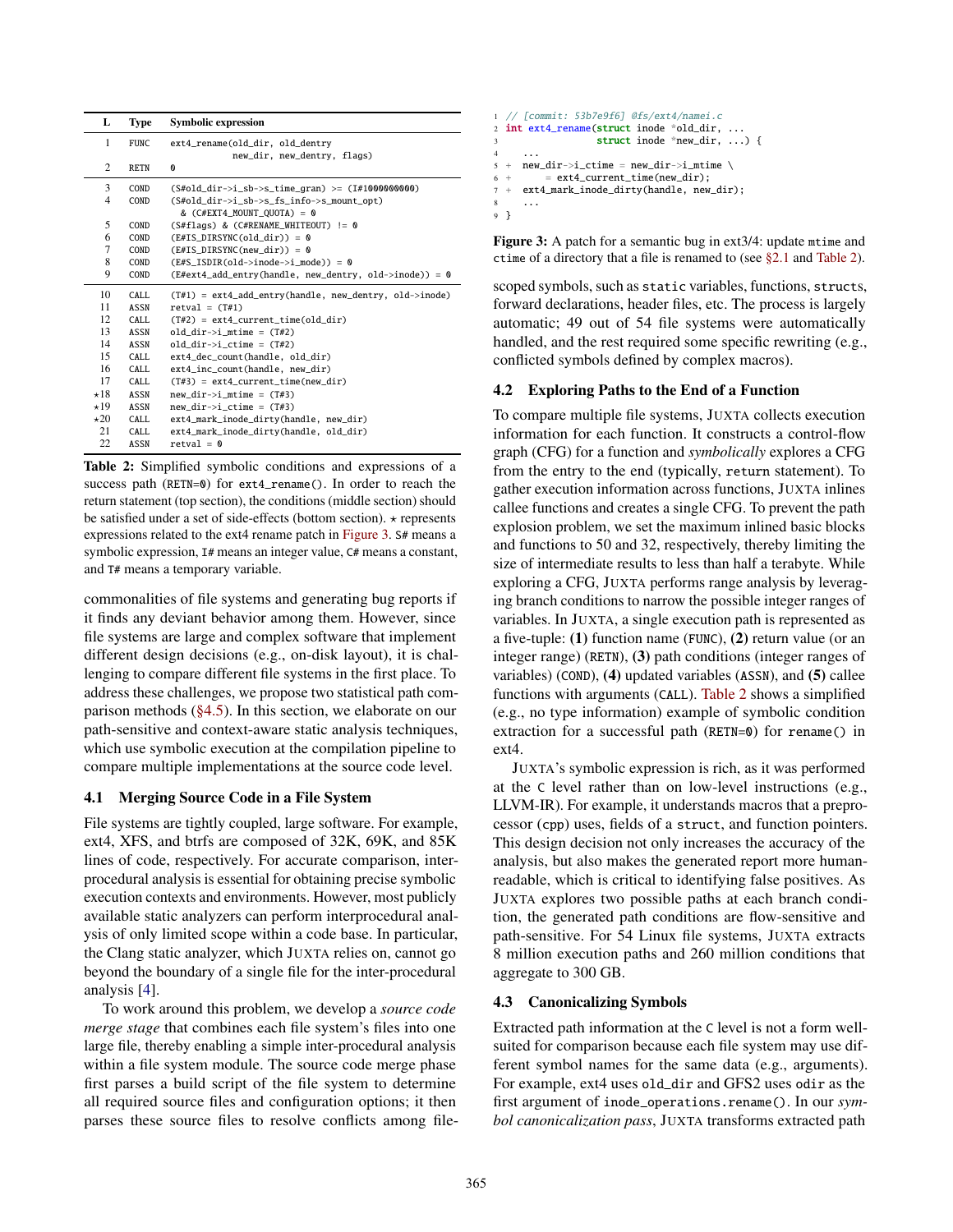| L | Type | Symbolic expression |
|---|---|---|
| 1 | FUNC | ext4_rename(old_dir, old_dentry new_dir, new_dentry, flags) |
| 2 | RETN | 0 |
| 3 | COND | (S#old_dir->i_sb->s_time_gran) >= (I#1000000000) |
| 4 | COND | (S#old_dir->i_sb->s_fs_info->s_mount_opt) & (C#EXT4_MOUNT_QUOTA) = 0 |
| 5 | COND | (S#flags) & (C#RENAME_WHITEOUT) != 0 |
| 6 | COND | (E#IS_DIRSYNC(old_dir)) = 0 |
| 7 | COND | (E#IS_DIRSYNC(new_dir)) = 0 |
| 8 | COND | (E#S_ISDIR(old->inode->i_mode)) = 0 |
| 9 | COND | (E#ext4_add_entry(handle, new_dentry, old->inode)) = 0 |
| 10 | CALL | (T#1) = ext4_add_entry(handle, new_dentry, old->inode) |
| 11 | ASSN | retval = (T#1) |
| 12 | CALL | (T#2) = ext4_current_time(old_dir) |
| 13 | ASSN | old_dir->i_mtime = (T#2) |
| 14 | ASSN | old_dir->i_ctime = (T#2) |
| 15 | CALL | ext4_dec_count(handle, old_dir) |
| 16 | CALL | ext4_inc_count(handle, new_dir) |
| 17 | CALL | (T#3) = ext4_current_time(new_dir) |
| ⋆18 | ASSN | new_dir->i_mtime = (T#3) |
| ⋆19 | ASSN | new_dir->i_ctime = (T#3) |
| ⋆20 | CALL | ext4_mark_inode_dirty(handle, new_dir) |
| 21 | CALL | ext4_mark_inode_dirty(handle, old_dir) |
| 22 | ASSN | retval = 0 |

**Table 2:** Simplified symbolic conditions and expressions of a success path (RETN=0) for `ext4_rename()`. In order to reach the return statement (top section), the conditions (middle section) should be satisfied under a set of side-effects (bottom section). ⋆ represents expressions related to the ext4 rename patch in Figure 3. S# means a symbolic expression, I# means an integer value, C# means a constant, and T# means a temporary variable.

commonalities of file systems and generating bug reports if it finds any deviant behavior among them. However, since file systems are large and complex software that implement different design decisions (e.g., on-disk layout), it is challenging to compare different file systems in the first place. To address these challenges, we propose two statistical path comparison methods (§4.5). In this section, we elaborate on our path-sensitive and context-aware static analysis techniques, which use symbolic execution at the compilation pipeline to compare multiple implementations at the source code level.

### 4.1 Merging Source Code in a File System

File systems are tightly coupled, large software. For example, ext4, XFS, and btrfs are composed of 32K, 69K, and 85K lines of code, respectively. For accurate comparison, interprocedural analysis is essential for obtaining precise symbolic execution contexts and environments. However, most publicly available static analyzers can perform interprocedural analysis of only limited scope within a code base. In particular, the Clang static analyzer, which JUXTA relies on, cannot go beyond the boundary of a single file for the inter-procedural analysis [4].

To work around this problem, we develop a *source code merge stage* that combines each file system's files into one large file, thereby enabling a simple inter-procedural analysis within a file system module. The source code merge phase first parses a build script of the file system to determine all required source files and configuration options; it then parses these source files to resolve conflicts among file-

```
1 // [commit: 53b7e9f6] @fs/ext4/namei.c
2 int ext4_rename(struct inode *old_dir, ...
3               struct inode *new_dir, ...) {
4   ...
5 + new_dir->i_ctime = new_dir->i_mtime \
6 +     = ext4_current_time(new_dir);
7 + ext4_mark_inode_dirty(handle, new_dir);
8   ...
9 }
```

**Figure 3:** A patch for a semantic bug in ext3/4: update `mtime` and `ctime` of a directory that a file is renamed to (see §2.1 and Table 2).

scoped symbols, such as `static` variables, functions, `struct`s, forward declarations, header files, etc. The process is largely automatic; 49 out of 54 file systems were automatically handled, and the rest required some specific rewriting (e.g., conflicted symbols defined by complex macros).

### 4.2 Exploring Paths to the End of a Function

To compare multiple file systems, JUXTA collects execution information for each function. It constructs a control-flow graph (CFG) for a function and *symbolically* explores a CFG from the entry to the end (typically, `return` statement). To gather execution information across functions, JUXTA inlines callee functions and creates a single CFG. To prevent the path explosion problem, we set the maximum inlined basic blocks and functions to 50 and 32, respectively, thereby limiting the size of intermediate results to less than half a terabyte. While exploring a CFG, JUXTA performs range analysis by leveraging branch conditions to narrow the possible integer ranges of variables. In JUXTA, a single execution path is represented as a five-tuple: **(1)** function name (FUNC), **(2)** return value (or an integer range) (RETN), **(3)** path conditions (integer ranges of variables) (COND), **(4)** updated variables (ASSN), and **(5)** callee functions with arguments (CALL). Table 2 shows a simplified (e.g., no type information) example of symbolic condition extraction for a successful path (RETN=0) for `rename()` in ext4.

JUXTA's symbolic expression is rich, as it was performed at the C level rather than on low-level instructions (e.g., LLVM-IR). For example, it understands macros that a preprocessor (cpp) uses, fields of a `struct`, and function pointers. This design decision not only increases the accuracy of the analysis, but also makes the generated report more human-readable, which is critical to identifying false positives. As JUXTA explores two possible paths at each branch condition, the generated path conditions are flow-sensitive and path-sensitive. For 54 Linux file systems, JUXTA extracts 8 million execution paths and 260 million conditions that aggregate to 300 GB.

### 4.3 Canonicalizing Symbols

Extracted path information at the C level is not a form well-suited for comparison because each file system may use different symbol names for the same data (e.g., arguments). For example, ext4 uses `old_dir` and GFS2 uses `odir` as the first argument of `inode_operations.rename()`. In our *symbol canonicalization pass*, JUXTA transforms extracted path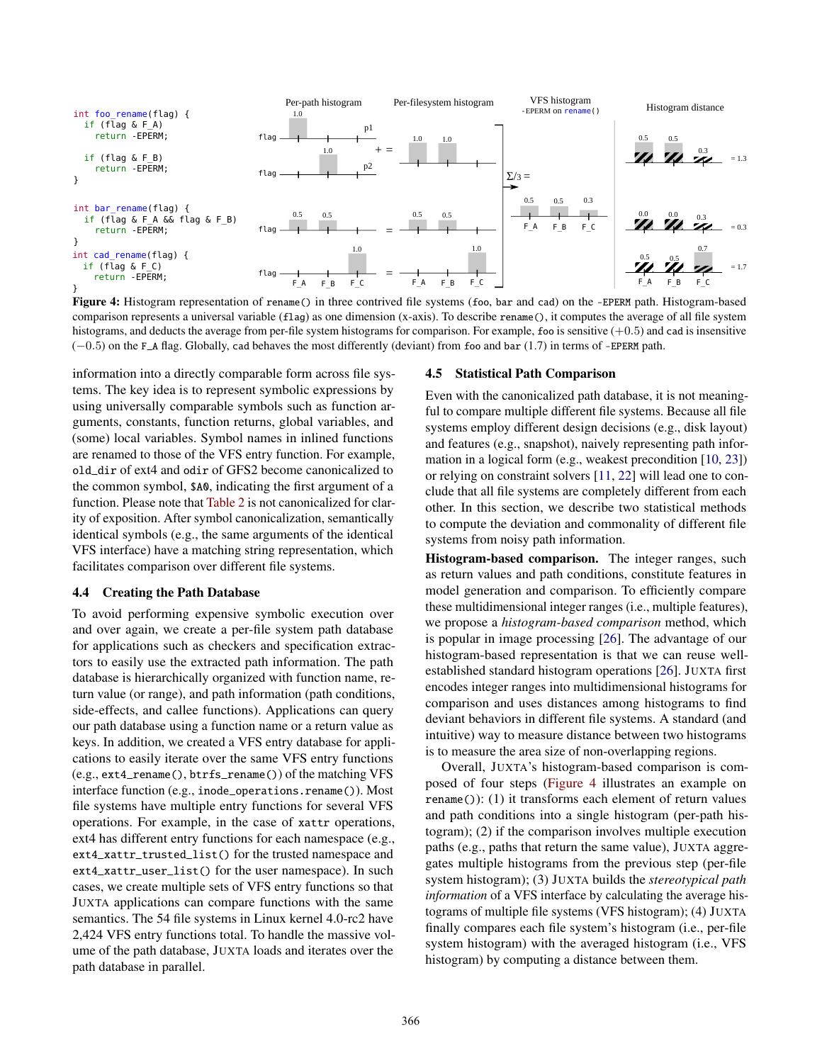```
int foo_rename(flag) {
  if (flag & F_A)
    return -EPERM;

  if (flag & F_B)
    return -EPERM;
}

int bar_rename(flag) {
  if (flag & F_A && flag & F_B)
    return -EPERM;
}
int cad_rename(flag) {
  if (flag & F_C)
    return -EPERM;
}
```

**Figure 4:** Histogram representation of `rename()` in three contrived file systems (`foo`, `bar` and `cad`) on the `-EPERM` path. Histogram-based comparison represents a universal variable (`flag`) as one dimension (x-axis). To describe `rename()`, it computes the average of all file system histograms, and deducts the average from per-file system histograms for comparison. For example, `foo` is sensitive ($+0.5$) and `cad` is insensitive ($-0.5$) on the `F_A` flag. Globally, `cad` behaves the most differently (deviant) from `foo` and `bar` (1.7) in terms of `-EPERM` path.

information into a directly comparable form across file systems. The key idea is to represent symbolic expressions by using universally comparable symbols such as function arguments, constants, function returns, global variables, and (some) local variables. Symbol names in inlined functions are renamed to those of the VFS entry function. For example, `old_dir` of ext4 and `odir` of GFS2 become canonicalized to the common symbol, `$A0`, indicating the first argument of a function. Please note that Table 2 is not canonicalized for clarity of exposition. After symbol canonicalization, semantically identical symbols (e.g., the same arguments of the identical VFS interface) have a matching string representation, which facilitates comparison over different file systems.

### 4.4 Creating the Path Database

To avoid performing expensive symbolic execution over and over again, we create a per-file system path database for applications such as checkers and specification extractors to easily use the extracted path information. The path database is hierarchically organized with function name, return value (or range), and path information (path conditions, side-effects, and callee functions). Applications can query our path database using a function name or a return value as keys. In addition, we created a VFS entry database for applications to easily iterate over the same VFS entry functions (e.g., `ext4_rename()`, `btrfs_rename()`) of the matching VFS interface function (e.g., `inode_operations.rename()`). Most file systems have multiple entry functions for several VFS operations. For example, in the case of `xattr` operations, ext4 has different entry functions for each namespace (e.g., `ext4_xattr_trusted_list()` for the trusted namespace and `ext4_xattr_user_list()` for the user namespace). In such cases, we create multiple sets of VFS entry functions so that JUXTA applications can compare functions with the same semantics. The 54 file systems in Linux kernel 4.0-rc2 have 2,424 VFS entry functions total. To handle the massive volume of the path database, JUXTA loads and iterates over the path database in parallel.

### 4.5 Statistical Path Comparison

Even with the canonicalized path database, it is not meaningful to compare multiple different file systems. Because all file systems employ different design decisions (e.g., disk layout) and features (e.g., snapshot), naively representing path information in a logical form (e.g., weakest precondition [10, 23]) or relying on constraint solvers [11, 22] will lead one to conclude that all file systems are completely different from each other. In this section, we describe two statistical methods to compute the deviation and commonality of different file systems from noisy path information.

**Histogram-based comparison.** The integer ranges, such as return values and path conditions, constitute features in model generation and comparison. To efficiently compare these multidimensional integer ranges (i.e., multiple features), we propose a *histogram-based comparison* method, which is popular in image processing [26]. The advantage of our histogram-based representation is that we can reuse well-established standard histogram operations [26]. JUXTA first encodes integer ranges into multidimensional histograms for comparison and uses distances among histograms to find deviant behaviors in different file systems. A standard (and intuitive) way to measure distance between two histograms is to measure the area size of non-overlapping regions.

Overall, JUXTA's histogram-based comparison is composed of four steps (Figure 4 illustrates an example on `rename()`): (1) it transforms each element of return values and path conditions into a single histogram (per-path histogram); (2) if the comparison involves multiple execution paths (e.g., paths that return the same value), JUXTA aggregates multiple histograms from the previous step (per-file system histogram); (3) JUXTA builds the *stereotypical path information* of a VFS interface by calculating the average histograms of multiple file systems (VFS histogram); (4) JUXTA finally compares each file system's histogram (i.e., per-file system histogram) with the averaged histogram (i.e., VFS histogram) by computing a distance between them.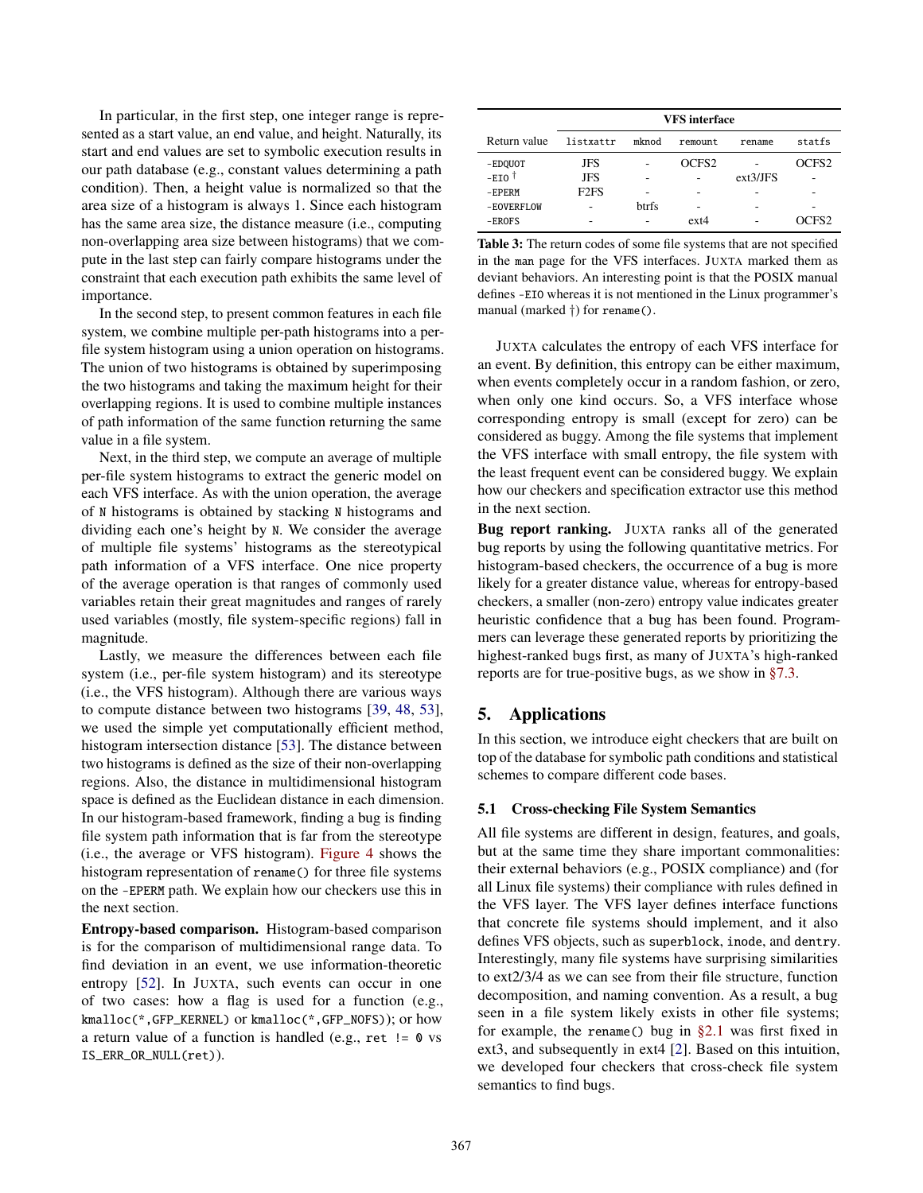In particular, in the first step, one integer range is represented as a start value, an end value, and height. Naturally, its start and end values are set to symbolic execution results in our path database (e.g., constant values determining a path condition). Then, a height value is normalized so that the area size of a histogram is always 1. Since each histogram has the same area size, the distance measure (i.e., computing non-overlapping area size between histograms) that we compute in the last step can fairly compare histograms under the constraint that each execution path exhibits the same level of importance.

In the second step, to present common features in each file system, we combine multiple per-path histograms into a per-file system histogram using a union operation on histograms. The union of two histograms is obtained by superimposing the two histograms and taking the maximum height for their overlapping regions. It is used to combine multiple instances of path information of the same function returning the same value in a file system.

Next, in the third step, we compute an average of multiple per-file system histograms to extract the generic model on each VFS interface. As with the union operation, the average of `N` histograms is obtained by stacking `N` histograms and dividing each one's height by `N`. We consider the average of multiple file systems' histograms as the stereotypical path information of a VFS interface. One nice property of the average operation is that ranges of commonly used variables retain their great magnitudes and ranges of rarely used variables (mostly, file system-specific regions) fall in magnitude.

Lastly, we measure the differences between each file system (i.e., per-file system histogram) and its stereotype (i.e., the VFS histogram). Although there are various ways to compute distance between two histograms [39, 48, 53], we used the simple yet computationally efficient method, histogram intersection distance [53]. The distance between two histograms is defined as the size of their non-overlapping regions. Also, the distance in multidimensional histogram space is defined as the Euclidean distance in each dimension. In our histogram-based framework, finding a bug is finding file system path information that is far from the stereotype (i.e., the average or VFS histogram). Figure 4 shows the histogram representation of `rename()` for three file systems on the `-EPERM` path. We explain how our checkers use this in the next section.

**Entropy-based comparison.** Histogram-based comparison is for the comparison of multidimensional range data. To find deviation in an event, we use information-theoretic entropy [52]. In JUXTA, such events can occur in one of two cases: how a flag is used for a function (e.g., `kmalloc(*,GFP_KERNEL)` or `kmalloc(*,GFP_NOFS)`); or how a return value of a function is handled (e.g., `ret != 0` vs `IS_ERR_OR_NULL(ret)`).

| Return value | VFS interface | | | | |
|---|---|---|---|---|---|
| | `listxattr` | `mknod` | `remount` | `rename` | `statfs` |
| `-EDQUOT` | JFS | - | OCFS2 | - | OCFS2 |
| `-EIO` † | JFS | - | - | ext3/JFS | - |
| `-EPERM` | F2FS | - | - | - | - |
| `-EOVERFLOW` | - | btrfs | - | - | - |
| `-EROFS` | - | - | ext4 | - | OCFS2 |

**Table 3:** The return codes of some file systems that are not specified in the `man` page for the VFS interfaces. JUXTA marked them as deviant behaviors. An interesting point is that the POSIX manual defines `-EIO` whereas it is not mentioned in the Linux programmer's manual (marked †) for `rename()`.

JUXTA calculates the entropy of each VFS interface for an event. By definition, this entropy can be either maximum, when events completely occur in a random fashion, or zero, when only one kind occurs. So, a VFS interface whose corresponding entropy is small (except for zero) can be considered as buggy. Among the file systems that implement the VFS interface with small entropy, the file system with the least frequent event can be considered buggy. We explain how our checkers and specification extractor use this method in the next section.

**Bug report ranking.** JUXTA ranks all of the generated bug reports by using the following quantitative metrics. For histogram-based checkers, the occurrence of a bug is more likely for a greater distance value, whereas for entropy-based checkers, a smaller (non-zero) entropy value indicates greater heuristic confidence that a bug has been found. Programmers can leverage these generated reports by prioritizing the highest-ranked bugs first, as many of JUXTA's high-ranked reports are for true-positive bugs, as we show in §7.3.

## 5. Applications

In this section, we introduce eight checkers that are built on top of the database for symbolic path conditions and statistical schemes to compare different code bases.

### 5.1 Cross-checking File System Semantics

All file systems are different in design, features, and goals, but at the same time they share important commonalities: their external behaviors (e.g., POSIX compliance) and (for all Linux file systems) their compliance with rules defined in the VFS layer. The VFS layer defines interface functions that concrete file systems should implement, and it also defines VFS objects, such as `superblock`, `inode`, and `dentry`. Interestingly, many file systems have surprising similarities to ext2/3/4 as we can see from their file structure, function decomposition, and naming convention. As a result, a bug seen in a file system likely exists in other file systems; for example, the `rename()` bug in §2.1 was first fixed in ext3, and subsequently in ext4 [2]. Based on this intuition, we developed four checkers that cross-check file system semantics to find bugs.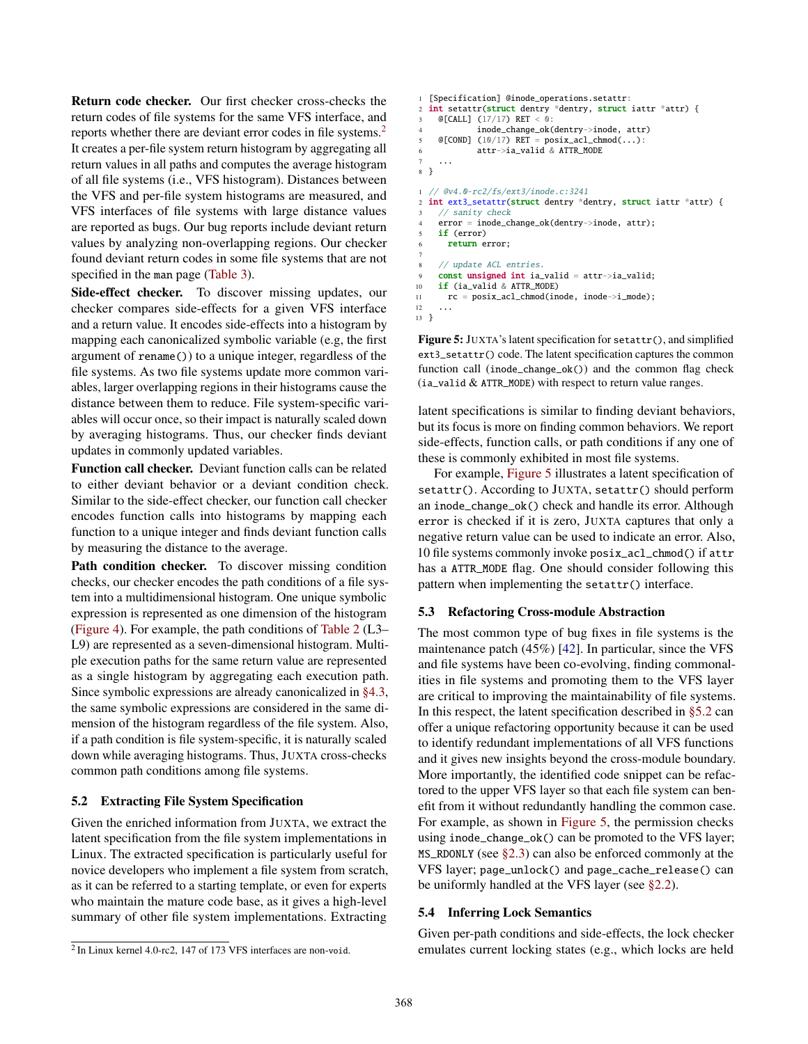**Return code checker.** Our first checker cross-checks the return codes of file systems for the same VFS interface, and reports whether there are deviant error codes in file systems.[2] It creates a per-file system return histogram by aggregating all return values in all paths and computes the average histogram of all file systems (i.e., VFS histogram). Distances between the VFS and per-file system histograms are measured, and VFS interfaces of file systems with large distance values are reported as bugs. Our bug reports include deviant return values by analyzing non-overlapping regions. Our checker found deviant return codes in some file systems that are not specified in the man page (Table 3).

**Side-effect checker.** To discover missing updates, our checker compares side-effects for a given VFS interface and a return value. It encodes side-effects into a histogram by mapping each canonicalized symbolic variable (e.g, the first argument of `rename()`) to a unique integer, regardless of the file systems. As two file systems update more common variables, larger overlapping regions in their histograms cause the distance between them to reduce. File system-specific variables will occur once, so their impact is naturally scaled down by averaging histograms. Thus, our checker finds deviant updates in commonly updated variables.

**Function call checker.** Deviant function calls can be related to either deviant behavior or a deviant condition check. Similar to the side-effect checker, our function call checker encodes function calls into histograms by mapping each function to a unique integer and finds deviant function calls by measuring the distance to the average.

**Path condition checker.** To discover missing condition checks, our checker encodes the path conditions of a file system into a multidimensional histogram. One unique symbolic expression is represented as one dimension of the histogram (Figure 4). For example, the path conditions of Table 2 (L3–L9) are represented as a seven-dimensional histogram. Multiple execution paths for the same return value are represented as a single histogram by aggregating each execution path. Since symbolic expressions are already canonicalized in §4.3, the same symbolic expressions are considered in the same dimension of the histogram regardless of the file system. Also, if a path condition is file system-specific, it is naturally scaled down while averaging histograms. Thus, JUXTA cross-checks common path conditions among file systems.

### 5.2 Extracting File System Specification

Given the enriched information from JUXTA, we extract the latent specification from the file system implementations in Linux. The extracted specification is particularly useful for novice developers who implement a file system from scratch, as it can be referred to a starting template, or even for experts who maintain the mature code base, as it gives a high-level summary of other file system implementations. Extracting latent specifications is similar to finding deviant behaviors, but its focus is more on finding common behaviors. We report side-effects, function calls, or path conditions if any one of these is commonly exhibited in most file systems.

```
1 [Specification] @inode_operations.setattr:
2 int setattr(struct dentry *dentry, struct iattr *attr) {
3   @[CALL] (17/17) RET < 0:
4           inode_change_ok(dentry->inode, attr)
5   @[COND] (10/17) RET = posix_acl_chmod(...):
6           attr->ia_valid & ATTR_MODE
7   ...
8 }
```

```
1 // @v4.0-rc2/fs/ext3/inode.c:3241
2 int ext3_setattr(struct dentry *dentry, struct iattr *attr) {
3   // sanity check
4   error = inode_change_ok(dentry->inode, attr);
5   if (error)
6     return error;
7
8   // update ACL entries.
9   const unsigned int ia_valid = attr->ia_valid;
10  if (ia_valid & ATTR_MODE)
11    rc = posix_acl_chmod(inode, inode->i_mode);
12  ...
13 }
```

**Figure 5:** JUXTA's latent specification for `setattr()`, and simplified `ext3_setattr()` code. The latent specification captures the common function call (`inode_change_ok()`) and the common flag check (`ia_valid & ATTR_MODE`) with respect to return value ranges.

For example, Figure 5 illustrates a latent specification of `setattr()`. According to JUXTA, `setattr()` should perform an `inode_change_ok()` check and handle its error. Although `error` is checked if it is zero, JUXTA captures that only a negative return value can be used to indicate an error. Also, 10 file systems commonly invoke `posix_acl_chmod()` if `attr` has a `ATTR_MODE` flag. One should consider following this pattern when implementing the `setattr()` interface.

### 5.3 Refactoring Cross-module Abstraction

The most common type of bug fixes in file systems is the maintenance patch (45%) [42]. In particular, since the VFS and file systems have been co-evolving, finding commonalities in file systems and promoting them to the VFS layer are critical to improving the maintainability of file systems. In this respect, the latent specification described in §5.2 can offer a unique refactoring opportunity because it can be used to identify redundant implementations of all VFS functions and it gives new insights beyond the cross-module boundary. More importantly, the identified code snippet can be refactored to the upper VFS layer so that each file system can benefit from it without redundantly handling the common case. For example, as shown in Figure 5, the permission checks using `inode_change_ok()` can be promoted to the VFS layer; `MS_RDONLY` (see §2.3) can also be enforced commonly at the VFS layer; `page_unlock()` and `page_cache_release()` can be uniformly handled at the VFS layer (see §2.2).

### 5.4 Inferring Lock Semantics

Given per-path conditions and side-effects, the lock checker emulates current locking states (e.g., which locks are held

[2] In Linux kernel 4.0-rc2, 147 of 173 VFS interfaces are non-`void`.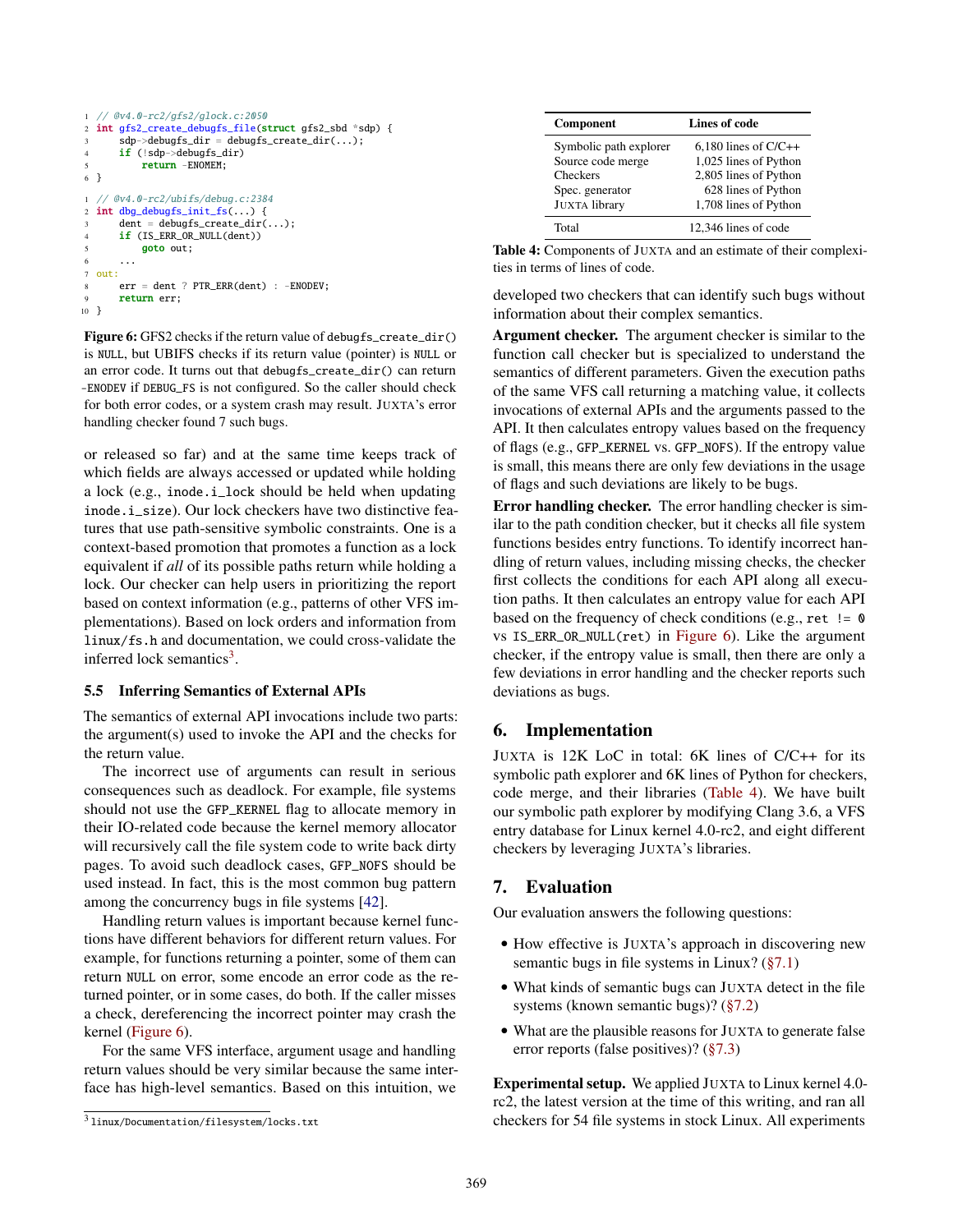```c
// @v4.0-rc2/gfs2/glock.c:2050
int gfs2_create_debugfs_file(struct gfs2_sbd *sdp) {
    sdp->debugfs_dir = debugfs_create_dir(...);
    if (!sdp->debugfs_dir)
        return -ENOMEM;
}
```

```c
// @v4.0-rc2/ubifs/debug.c:2384
int dbg_debugfs_init_fs(...) {
    dent = debugfs_create_dir(...);
    if (IS_ERR_OR_NULL(dent))
        goto out;
    ...
out:
    err = dent ? PTR_ERR(dent) : -ENODEV;
    return err;
}
```

**Figure 6:** GFS2 checks if the return value of `debugfs_create_dir()` is `NULL`, but UBIFS checks if its return value (pointer) is `NULL` or an error code. It turns out that `debugfs_create_dir()` can return `-ENODEV` if `DEBUG_FS` is not configured. So the caller should check for both error codes, or a system crash may result. JUXTA's error handling checker found 7 such bugs.

or released so far) and at the same time keeps track of which fields are always accessed or updated while holding a lock (e.g., `inode.i_lock` should be held when updating `inode.i_size`). Our lock checkers have two distinctive features that use path-sensitive symbolic constraints. One is a context-based promotion that promotes a function as a lock equivalent if *all* of its possible paths return while holding a lock. Our checker can help users in prioritizing the report based on context information (e.g., patterns of other VFS implementations). Based on lock orders and information from `linux/fs.h` and documentation, we could cross-validate the inferred lock semantics[3].

### 5.5 Inferring Semantics of External APIs

The semantics of external API invocations include two parts: the argument(s) used to invoke the API and the checks for the return value.

The incorrect use of arguments can result in serious consequences such as deadlock. For example, file systems should not use the `GFP_KERNEL` flag to allocate memory in their IO-related code because the kernel memory allocator will recursively call the file system code to write back dirty pages. To avoid such deadlock cases, `GFP_NOFS` should be used instead. In fact, this is the most common bug pattern among the concurrency bugs in file systems [42].

Handling return values is important because kernel functions have different behaviors for different return values. For example, for functions returning a pointer, some of them can return `NULL` on error, some encode an error code as the returned pointer, or in some cases, do both. If the caller misses a check, dereferencing the incorrect pointer may crash the kernel (Figure 6).

For the same VFS interface, argument usage and handling return values should be very similar because the same interface has high-level semantics. Based on this intuition, we developed two checkers that can identify such bugs without information about their complex semantics.

**Argument checker.** The argument checker is similar to the function call checker but is specialized to understand the semantics of different parameters. Given the execution paths of the same VFS call returning a matching value, it collects invocations of external APIs and the arguments passed to the API. It then calculates entropy values based on the frequency of flags (e.g., `GFP_KERNEL` vs. `GFP_NOFS`). If the entropy value is small, this means there are only few deviations in the usage of flags and such deviations are likely to be bugs.

**Error handling checker.** The error handling checker is similar to the path condition checker, but it checks all file system functions besides entry functions. To identify incorrect handling of return values, including missing checks, the checker first collects the conditions for each API along all execution paths. It then calculates an entropy value for each API based on the frequency of check conditions (e.g., `ret != 0` vs `IS_ERR_OR_NULL(ret)` in Figure 6). Like the argument checker, if the entropy value is small, then there are only a few deviations in error handling and the checker reports such deviations as bugs.

| Component | Lines of code |
|---|---|
| Symbolic path explorer | 6,180 lines of C/C++ |
| Source code merge | 1,025 lines of Python |
| Checkers | 2,805 lines of Python |
| Spec. generator | 628 lines of Python |
| JUXTA library | 1,708 lines of Python |
| Total | 12,346 lines of code |

**Table 4:** Components of JUXTA and an estimate of their complexities in terms of lines of code.

## 6. Implementation

JUXTA is 12K LoC in total: 6K lines of C/C++ for its symbolic path explorer and 6K lines of Python for checkers, code merge, and their libraries (Table 4). We have built our symbolic path explorer by modifying Clang 3.6, a VFS entry database for Linux kernel 4.0-rc2, and eight different checkers by leveraging JUXTA's libraries.

## 7. Evaluation

Our evaluation answers the following questions:

- How effective is JUXTA's approach in discovering new semantic bugs in file systems in Linux? (§7.1)
- What kinds of semantic bugs can JUXTA detect in the file systems (known semantic bugs)? (§7.2)
- What are the plausible reasons for JUXTA to generate false error reports (false positives)? (§7.3)

**Experimental setup.** We applied JUXTA to Linux kernel 4.0-rc2, the latest version at the time of this writing, and ran all checkers for 54 file systems in stock Linux. All experiments

[3] linux/Documentation/filesystem/locks.txt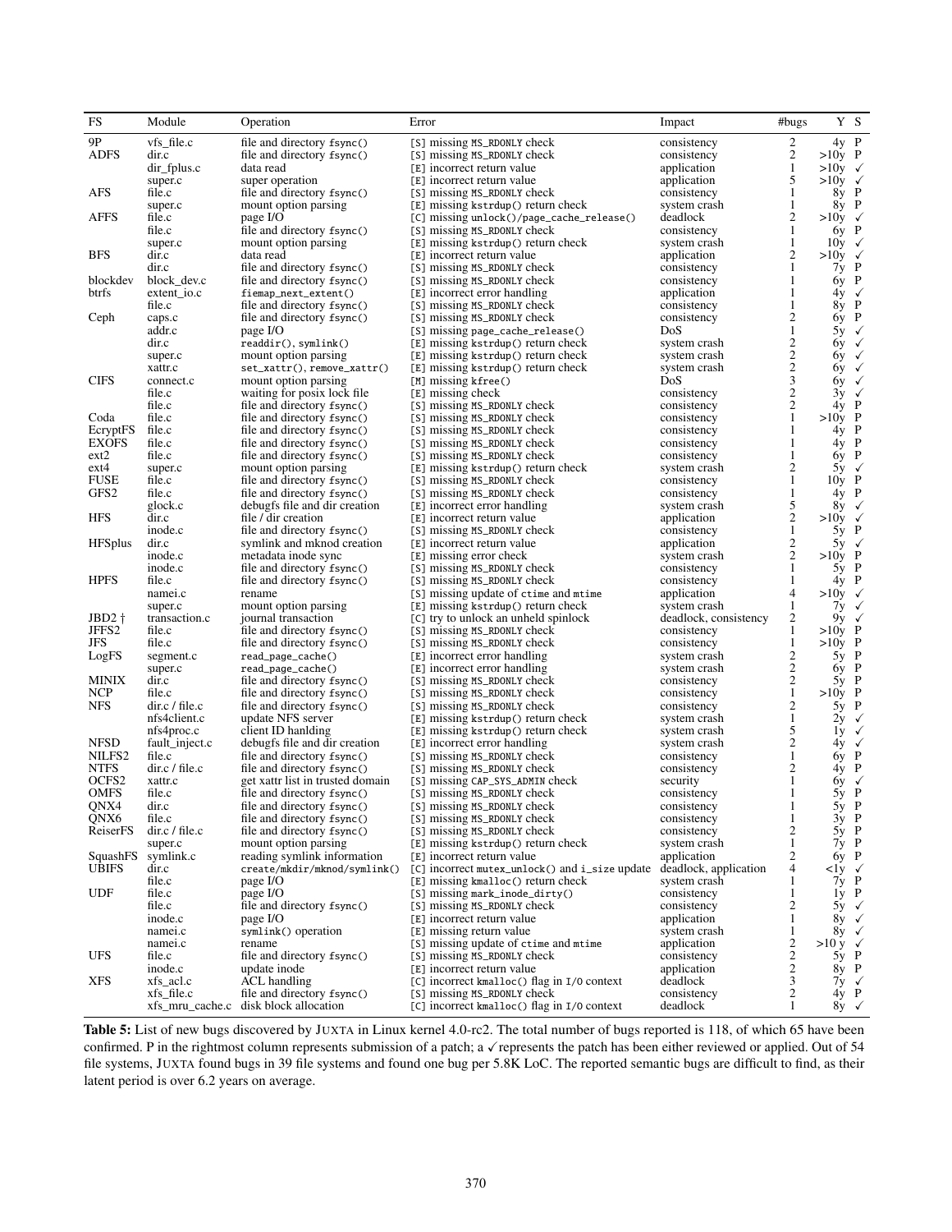| FS | Module | Operation | Error | Impact | #bugs | Y | S |
|---|---|---|---|---|---|---|---|
| 9P | vfs_file.c | file and directory fsync() | [S] missing MS_RDONLY check | consistency | 2 | 4y | P |
| ADFS | dir.c | file and directory fsync() | [S] missing MS_RDONLY check | consistency | 2 | >10y | P |
| | dir_fplus.c | data read | [E] incorrect return value | application | 1 | >10y | ✓ |
| | super.c | super operation | [E] incorrect return value | application | 5 | >10y | ✓ |
| AFS | file.c | file and directory fsync() | [S] missing MS_RDONLY check | consistency | 1 | 8y | P |
| | super.c | mount option parsing | [E] missing kstrdup() return check | system crash | 1 | 8y | P |
| AFFS | file.c | page I/O | [C] missing unlock()/page_cache_release() | deadlock | 2 | >10y | ✓ |
| | file.c | file and directory fsync() | [S] missing MS_RDONLY check | consistency | 1 | 6y | P |
| | super.c | mount option parsing | [E] missing kstrdup() return check | system crash | 1 | 10y | ✓ |
| BFS | dir.c | data read | [E] incorrect return value | application | 2 | >10y | ✓ |
| | dir.c | file and directory fsync() | [S] missing MS_RDONLY check | consistency | 1 | 7y | P |
| blockdev | block_dev.c | file and directory fsync() | [S] missing MS_RDONLY check | consistency | 1 | 6y | P |
| btrfs | extent_io.c | fiemap_next_extent() | [E] incorrect error handling | application | 1 | 4y | ✓ |
| | file.c | file and directory fsync() | [S] missing MS_RDONLY check | consistency | 1 | 8y | P |
| Ceph | caps.c | file and directory fsync() | [S] missing MS_RDONLY check | consistency | 2 | 6y | P |
| | addr.c | page I/O | [S] missing page_cache_release() | DoS | 1 | 5y | ✓ |
| | dir.c | readdir(), symlink() | [E] missing kstrdup() return check | system crash | 2 | 6y | ✓ |
| | super.c | mount option parsing | [E] missing kstrdup() return check | system crash | 2 | 6y | ✓ |
| | xattr.c | set_xattr(), remove_xattr() | [E] missing kstrdup() return check | system crash | 2 | 6y | ✓ |
| CIFS | connect.c | mount option parsing | [M] missing kfree() | DoS | 3 | 6y | ✓ |
| | file.c | waiting for posix lock file | [E] missing check | consistency | 2 | 3y | ✓ |
| | file.c | file and directory fsync() | [S] missing MS_RDONLY check | consistency | 2 | 4y | P |
| Coda | file.c | file and directory fsync() | [S] missing MS_RDONLY check | consistency | 1 | >10y | P |
| EcryptFS | file.c | file and directory fsync() | [S] missing MS_RDONLY check | consistency | 1 | 4y | P |
| EXOFS | file.c | file and directory fsync() | [S] missing MS_RDONLY check | consistency | 1 | 4y | P |
| ext2 | file.c | file and directory fsync() | [S] missing MS_RDONLY check | consistency | 1 | 6y | P |
| ext4 | super.c | mount option parsing | [E] missing kstrdup() return check | system crash | 2 | 5y | ✓ |
| FUSE | file.c | file and directory fsync() | [S] missing MS_RDONLY check | consistency | 1 | 10y | P |
| GFS2 | file.c | file and directory fsync() | [S] missing MS_RDONLY check | consistency | 1 | 4y | P |
| | glock.c | debugfs file and dir creation | [E] incorrect error handling | system crash | 5 | 8y | ✓ |
| HFS | dir.c | file / dir creation | [E] incorrect return value | application | 2 | >10y | ✓ |
| | inode.c | file and directory fsync() | [S] missing MS_RDONLY check | consistency | 1 | 5y | P |
| HFSplus | dir.c | symlink and mknod creation | [E] incorrect return value | application | 2 | 5y | ✓ |
| | inode.c | metadata inode sync | [E] missing error check | system crash | 2 | >10y | P |
| | inode.c | file and directory fsync() | [S] missing MS_RDONLY check | consistency | 1 | 5y | P |
| HPFS | file.c | file and directory fsync() | [S] missing MS_RDONLY check | consistency | 1 | 4y | P |
| | namei.c | rename | [S] missing update of ctime and mtime | application | 4 | >10y | ✓ |
| | super.c | mount option parsing | [E] missing kstrdup() return check | system crash | 1 | 7y | ✓ |
| JBD2 † | transaction.c | journal transaction | [C] try to unlock an unheld spinlock | deadlock, consistency | 2 | 9y | ✓ |
| JFFS2 | file.c | file and directory fsync() | [S] missing MS_RDONLY check | consistency | 1 | >10y | P |
| JFS | file.c | file and directory fsync() | [S] missing MS_RDONLY check | consistency | 1 | >10y | P |
| LogFS | segment.c | read_page_cache() | [E] incorrect error handling | system crash | 2 | 5y | P |
| | super.c | read_page_cache() | [E] incorrect error handling | system crash | 2 | 6y | P |
| MINIX | dir.c | file and directory fsync() | [S] missing MS_RDONLY check | consistency | 2 | 5y | P |
| NCP | file.c | file and directory fsync() | [S] missing MS_RDONLY check | consistency | 1 | >10y | P |
| NFS | dir.c / file.c | file and directory fsync() | [S] missing MS_RDONLY check | consistency | 2 | 5y | P |
| | nfs4client.c | update NFS server | [E] missing kstrdup() return check | system crash | 1 | 2y | ✓ |
| | nfs4proc.c | client ID hanlding | [E] missing kstrdup() return check | system crash | 5 | 1y | ✓ |
| NFSD | fault_inject.c | debugfs file and dir creation | [E] incorrect error handling | system crash | 2 | 4y | ✓ |
| NILFS2 | file.c | file and directory fsync() | [S] missing MS_RDONLY check | consistency | 1 | 6y | P |
| NTFS | dir.c / file.c | file and directory fsync() | [S] missing MS_RDONLY check | consistency | 2 | 4y | P |
| OCFS2 | xattr.c | get xattr list in trusted domain | [S] missing CAP_SYS_ADMIN check | security | 1 | 6y | ✓ |
| OMFS | file.c | file and directory fsync() | [S] missing MS_RDONLY check | consistency | 1 | 5y | P |
| QNX4 | dir.c | file and directory fsync() | [S] missing MS_RDONLY check | consistency | 1 | 5y | P |
| QNX6 | file.c | file and directory fsync() | [S] missing MS_RDONLY check | consistency | 1 | 3y | P |
| ReiserFS | dir.c / file.c | file and directory fsync() | [S] missing MS_RDONLY check | consistency | 2 | 5y | P |
| | super.c | mount option parsing | [E] missing kstrdup() return check | system crash | 1 | 7y | P |
| SquashFS | symlink.c | reading symlink information | [E] incorrect return value | application | 2 | 6y | P |
| UBIFS | dir.c | create/mkdir/mknod/symlink() | [C] incorrect mutex_unlock() and i_size update | deadlock, application | 4 | <1y | ✓ |
| | file.c | page I/O | [E] missing kmalloc() return check | system crash | 1 | 7y | P |
| UDF | file.c | page I/O | [S] missing mark_inode_dirty() | consistency | 1 | 1y | P |
| | file.c | file and directory fsync() | [S] missing MS_RDONLY check | consistency | 2 | 5y | ✓ |
| | inode.c | page I/O | [E] incorrect return value | application | 1 | 8y | ✓ |
| | namei.c | symlink() operation | [E] missing return value | system crash | 1 | 8y | ✓ |
| | namei.c | rename | [S] missing update of ctime and mtime | application | 2 | >10 y | ✓ |
| UFS | file.c | file and directory fsync() | [S] missing MS_RDONLY check | consistency | 2 | 5y | P |
| | inode.c | update inode | [E] incorrect return value | application | 2 | 8y | P |
| XFS | xfs_acl.c | ACL handling | [C] incorrect kmalloc() flag in I/O context | deadlock | 3 | 7y | ✓ |
| | xfs_file.c | file and directory fsync() | [S] missing MS_RDONLY check | consistency | 2 | 4y | P |
| | xfs_mru_cache.c | disk block allocation | [C] incorrect kmalloc() flag in I/O context | deadlock | 1 | 8y | ✓ |

**Table 5:** List of new bugs discovered by JUXTA in Linux kernel 4.0-rc2. The total number of bugs reported is 118, of which 65 have been confirmed. P in the rightmost column represents submission of a patch; a ✓ represents the patch has been either reviewed or applied. Out of 54 file systems, JUXTA found bugs in 39 file systems and found one bug per 5.8K LoC. The reported semantic bugs are difficult to find, as their latent period is over 6.2 years on average.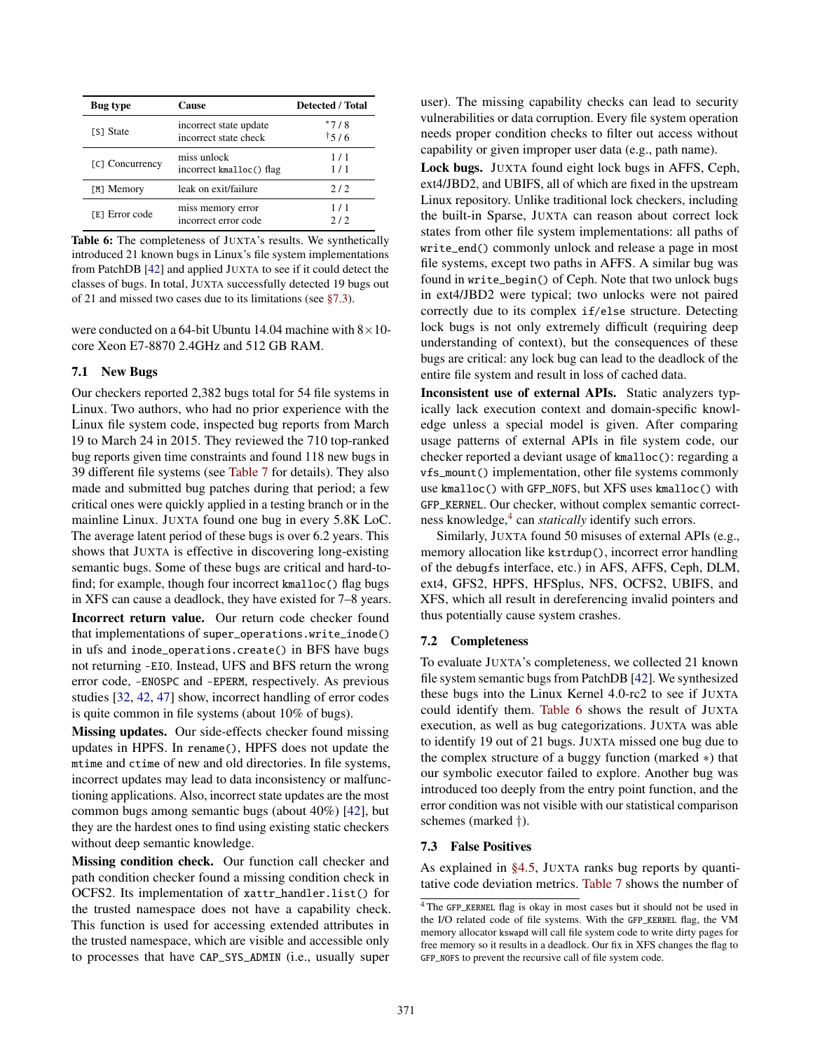| Bug type | Cause | Detected / Total |
|---|---|---|
| [S] State | incorrect state update | *7 / 8 |
| | incorrect state check | †5 / 6 |
| [C] Concurrency | miss unlock | 1 / 1 |
| | incorrect `kmalloc()` flag | 1 / 1 |
| [M] Memory | leak on exit/failure | 2 / 2 |
| [E] Error code | miss memory error | 1 / 1 |
| | incorrect error code | 2 / 2 |

**Table 6:** The completeness of JUXTA's results. We synthetically introduced 21 known bugs in Linux's file system implementations from PatchDB [42] and applied JUXTA to see if it could detect the classes of bugs. In total, JUXTA successfully detected 19 bugs out of 21 and missed two cases due to its limitations (see §7.3).

were conducted on a 64-bit Ubuntu 14.04 machine with $8\times10$-core Xeon E7-8870 2.4GHz and 512 GB RAM.

## 7.1 New Bugs

Our checkers reported 2,382 bugs total for 54 file systems in Linux. Two authors, who had no prior experience with the Linux file system code, inspected bug reports from March 19 to March 24 in 2015. They reviewed the 710 top-ranked bug reports given time constraints and found 118 new bugs in 39 different file systems (see Table 7 for details). They also made and submitted bug patches during that period; a few critical ones were quickly applied in a testing branch or in the mainline Linux. JUXTA found one bug in every 5.8K LoC. The average latent period of these bugs is over 6.2 years. This shows that JUXTA is effective in discovering long-existing semantic bugs. Some of these bugs are critical and hard-to-find; for example, though four incorrect `kmalloc()` flag bugs in XFS can cause a deadlock, they have existed for 7–8 years.

**Incorrect return value.** Our return code checker found that implementations of `super_operations.write_inode()` in ufs and `inode_operations.create()` in BFS have bugs not returning `-EIO`. Instead, UFS and BFS return the wrong error code, `-ENOSPC` and `-EPERM`, respectively. As previous studies [32, 42, 47] show, incorrect handling of error codes is quite common in file systems (about 10% of bugs).

**Missing updates.** Our side-effects checker found missing updates in HPFS. In `rename()`, HPFS does not update the `mtime` and `ctime` of new and old directories. In file systems, incorrect updates may lead to data inconsistency or malfunctioning applications. Also, incorrect state updates are the most common bugs among semantic bugs (about 40%) [42], but they are the hardest ones to find using existing static checkers without deep semantic knowledge.

**Missing condition check.** Our function call checker and path condition checker found a missing condition check in OCFS2. Its implementation of `xattr_handler.list()` for the trusted namespace does not have a capability check. This function is used for accessing extended attributes in the trusted namespace, which are visible and accessible only to processes that have `CAP_SYS_ADMIN` (i.e., usually super user). The missing capability checks can lead to security vulnerabilities or data corruption. Every file system operation needs proper condition checks to filter out access without capability or given improper user data (e.g., path name).

**Lock bugs.** JUXTA found eight lock bugs in AFFS, Ceph, ext4/JBD2, and UBIFS, all of which are fixed in the upstream Linux repository. Unlike traditional lock checkers, including the built-in Sparse, JUXTA can reason about correct lock states from other file system implementations: all paths of `write_end()` commonly unlock and release a page in most file systems, except two paths in AFFS. A similar bug was found in `write_begin()` of Ceph. Note that two unlock bugs in ext4/JBD2 were typical; two unlocks were not paired correctly due to its complex `if/else` structure. Detecting lock bugs is not only extremely difficult (requiring deep understanding of context), but the consequences of these bugs are critical: any lock bug can lead to the deadlock of the entire file system and result in loss of cached data.

**Inconsistent use of external APIs.** Static analyzers typically lack execution context and domain-specific knowledge unless a special model is given. After comparing usage patterns of external APIs in file system code, our checker reported a deviant usage of `kmalloc()`: regarding a `vfs_mount()` implementation, other file systems commonly use `kmalloc()` with `GFP_NOFS`, but XFS uses `kmalloc()` with `GFP_KERNEL`. Our checker, without complex semantic correctness knowledge,[4] can *statically* identify such errors.

Similarly, JUXTA found 50 misuses of external APIs (e.g., memory allocation like `kstrdup()`, incorrect error handling of the `debugfs` interface, etc.) in AFS, AFFS, Ceph, DLM, ext4, GFS2, HPFS, HFSplus, NFS, OCFS2, UBIFS, and XFS, which all result in dereferencing invalid pointers and thus potentially cause system crashes.

## 7.2 Completeness

To evaluate JUXTA's completeness, we collected 21 known file system semantic bugs from PatchDB [42]. We synthesized these bugs into the Linux Kernel 4.0-rc2 to see if JUXTA could identify them. Table 6 shows the result of JUXTA execution, as well as bug categorizations. JUXTA was able to identify 19 out of 21 bugs. JUXTA missed one bug due to the complex structure of a buggy function (marked $*$) that our symbolic executor failed to explore. Another bug was introduced too deeply from the entry point function, and the error condition was not visible with our statistical comparison schemes (marked †).

## 7.3 False Positives

As explained in §4.5, JUXTA ranks bug reports by quantitative code deviation metrics. Table 7 shows the number of

[4] The `GFP_KERNEL` flag is okay in most cases but it should not be used in the I/O related code of file systems. With the `GFP_KERNEL` flag, the VM memory allocator `kswapd` will call file system code to write dirty pages for free memory so it results in a deadlock. Our fix in XFS changes the flag to `GFP_NOFS` to prevent the recursive call of file system code.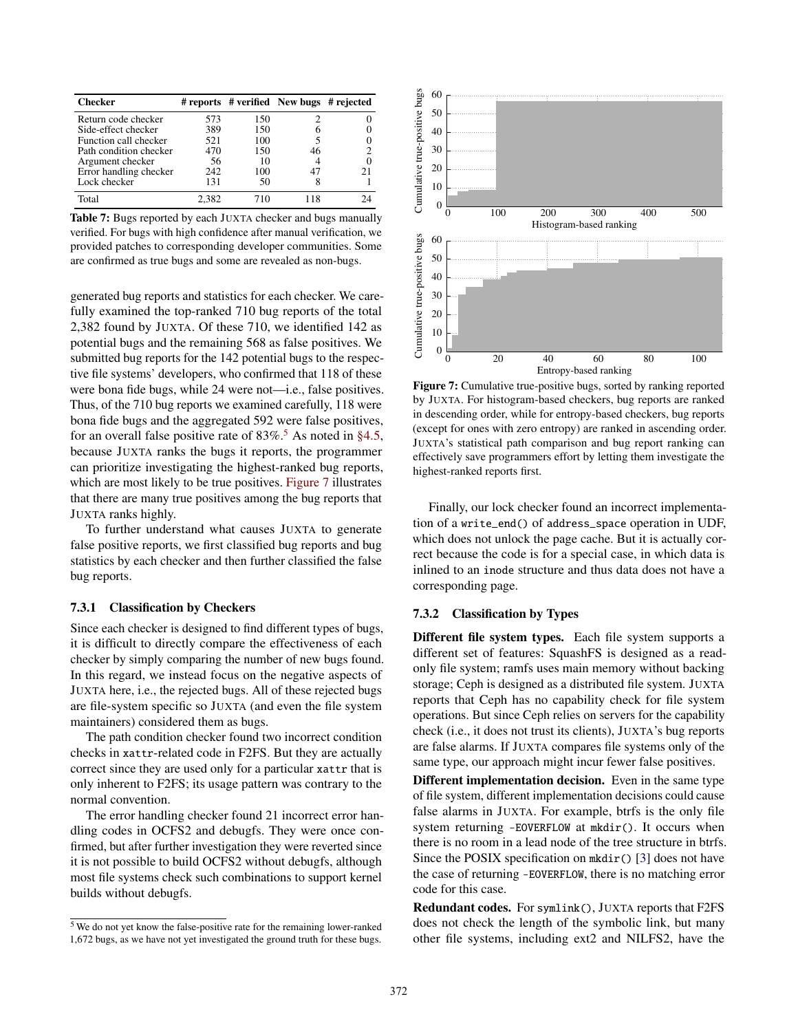| Checker | # reports | # verified | New bugs | # rejected |
|---|---|---|---|---|
| Return code checker | 573 | 150 | 2 | 0 |
| Side-effect checker | 389 | 150 | 6 | 0 |
| Function call checker | 521 | 100 | 5 | 0 |
| Path condition checker | 470 | 150 | 46 | 2 |
| Argument checker | 56 | 10 | 4 | 0 |
| Error handling checker | 242 | 100 | 47 | 21 |
| Lock checker | 131 | 50 | 8 | 1 |
| Total | 2,382 | 710 | 118 | 24 |

**Table 7:** Bugs reported by each JUXTA checker and bugs manually verified. For bugs with high confidence after manual verification, we provided patches to corresponding developer communities. Some are confirmed as true bugs and some are revealed as non-bugs.

generated bug reports and statistics for each checker. We carefully examined the top-ranked 710 bug reports of the total 2,382 found by JUXTA. Of these 710, we identified 142 as potential bugs and the remaining 568 as false positives. We submitted bug reports for the 142 potential bugs to the respective file systems' developers, who confirmed that 118 of these were bona fide bugs, while 24 were not—i.e., false positives. Thus, of the 710 bug reports we examined carefully, 118 were bona fide bugs and the aggregated 592 were false positives, for an overall false positive rate of 83%.[5] As noted in §4.5, because JUXTA ranks the bugs it reports, the programmer can prioritize investigating the highest-ranked bug reports, which are most likely to be true positives. Figure 7 illustrates that there are many true positives among the bug reports that JUXTA ranks highly.

To further understand what causes JUXTA to generate false positive reports, we first classified bug reports and bug statistics by each checker and then further classified the false bug reports.

### 7.3.1 Classification by Checkers

Since each checker is designed to find different types of bugs, it is difficult to directly compare the effectiveness of each checker by simply comparing the number of new bugs found. In this regard, we instead focus on the negative aspects of JUXTA here, i.e., the rejected bugs. All of these rejected bugs are file-system specific so JUXTA (and even the file system maintainers) considered them as bugs.

The path condition checker found two incorrect condition checks in `xattr`-related code in F2FS. But they are actually correct since they are used only for a particular `xattr` that is only inherent to F2FS; its usage pattern was contrary to the normal convention.

The error handling checker found 21 incorrect error handling codes in OCFS2 and debugfs. They were once confirmed, but after further investigation they were reverted since it is not possible to build OCFS2 without debugfs, although most file systems check such combinations to support kernel builds without debugfs.

[5] We do not yet know the false-positive rate for the remaining lower-ranked 1,672 bugs, as we have not yet investigated the ground truth for these bugs.

**Figure 7:** Cumulative true-positive bugs, sorted by ranking reported by JUXTA. For histogram-based checkers, bug reports are ranked in descending order, while for entropy-based checkers, bug reports (except for ones with zero entropy) are ranked in ascending order. JUXTA's statistical path comparison and bug report ranking can effectively save programmers effort by letting them investigate the highest-ranked reports first.

Finally, our lock checker found an incorrect implementation of a `write_end()` of `address_space` operation in UDF, which does not unlock the page cache. But it is actually correct because the code is for a special case, in which data is inlined to an `inode` structure and thus data does not have a corresponding page.

### 7.3.2 Classification by Types

**Different file system types.** Each file system supports a different set of features: SquashFS is designed as a read-only file system; ramfs uses main memory without backing storage; Ceph is designed as a distributed file system. JUXTA reports that Ceph has no capability check for file system operations. But since Ceph relies on servers for the capability check (i.e., it does not trust its clients), JUXTA's bug reports are false alarms. If JUXTA compares file systems only of the same type, our approach might incur fewer false positives.

**Different implementation decision.** Even in the same type of file system, different implementation decisions could cause false alarms in JUXTA. For example, btrfs is the only file system returning `-EOVERFLOW` at `mkdir()`. It occurs when there is no room in a lead node of the tree structure in btrfs. Since the POSIX specification on `mkdir()` [3] does not have the case of returning `-EOVERFLOW`, there is no matching error code for this case.

**Redundant codes.** For `symlink()`, JUXTA reports that F2FS does not check the length of the symbolic link, but many other file systems, including ext2 and NILFS2, have the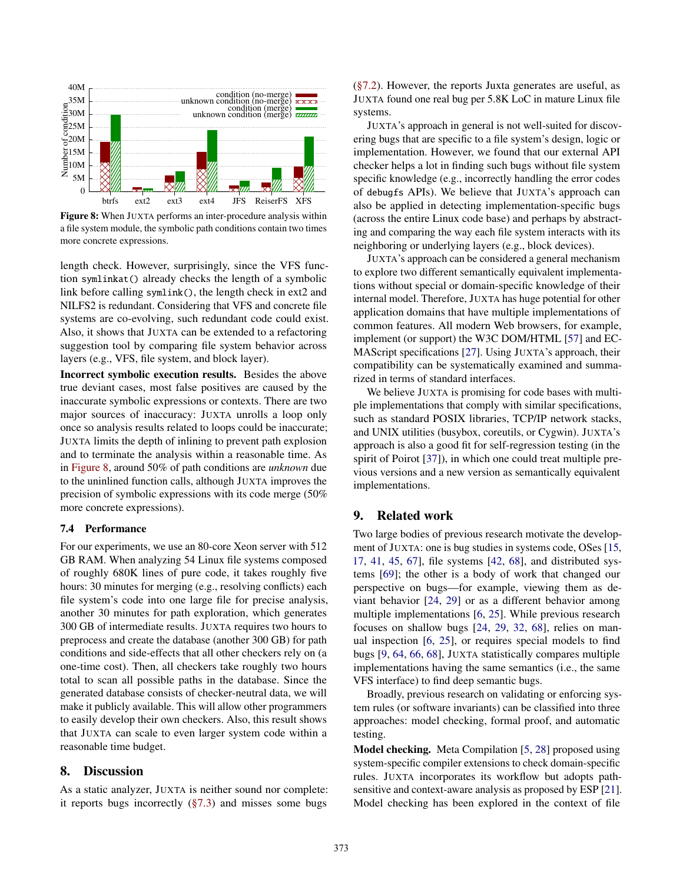Figure 8: When JUXTA performs an inter-procedure analysis within a file system module, the symbolic path conditions contain two times more concrete expressions.

length check. However, surprisingly, since the VFS function `symlinkat()` already checks the length of a symbolic link before calling `symlink()`, the length check in ext2 and NILFS2 is redundant. Considering that VFS and concrete file systems are co-evolving, such redundant code could exist. Also, it shows that JUXTA can be extended to a refactoring suggestion tool by comparing file system behavior across layers (e.g., VFS, file system, and block layer).

**Incorrect symbolic execution results.** Besides the above true deviant cases, most false positives are caused by the inaccurate symbolic expressions or contexts. There are two major sources of inaccuracy: JUXTA unrolls a loop only once so analysis results related to loops could be inaccurate; JUXTA limits the depth of inlining to prevent path explosion and to terminate the analysis within a reasonable time. As in Figure 8, around 50% of path conditions are *unknown* due to the uninlined function calls, although JUXTA improves the precision of symbolic expressions with its code merge (50% more concrete expressions).

### 7.4 Performance

For our experiments, we use an 80-core Xeon server with 512 GB RAM. When analyzing 54 Linux file systems composed of roughly 680K lines of pure code, it takes roughly five hours: 30 minutes for merging (e.g., resolving conflicts) each file system's code into one large file for precise analysis, another 30 minutes for path exploration, which generates 300 GB of intermediate results. JUXTA requires two hours to preprocess and create the database (another 300 GB) for path conditions and side-effects that all other checkers rely on (a one-time cost). Then, all checkers take roughly two hours total to scan all possible paths in the database. Since the generated database consists of checker-neutral data, we will make it publicly available. This will allow other programmers to easily develop their own checkers. Also, this result shows that JUXTA can scale to even larger system code within a reasonable time budget.

## 8. Discussion

As a static analyzer, JUXTA is neither sound nor complete: it reports bugs incorrectly (§7.3) and misses some bugs (§7.2). However, the reports Juxta generates are useful, as JUXTA found one real bug per 5.8K LoC in mature Linux file systems.

JUXTA's approach in general is not well-suited for discovering bugs that are specific to a file system's design, logic or implementation. However, we found that our external API checker helps a lot in finding such bugs without file system specific knowledge (e.g., incorrectly handling the error codes of `debugfs` APIs). We believe that JUXTA's approach can also be applied in detecting implementation-specific bugs (across the entire Linux code base) and perhaps by abstracting and comparing the way each file system interacts with its neighboring or underlying layers (e.g., block devices).

JUXTA's approach can be considered a general mechanism to explore two different semantically equivalent implementations without special or domain-specific knowledge of their internal model. Therefore, JUXTA has huge potential for other application domains that have multiple implementations of common features. All modern Web browsers, for example, implement (or support) the W3C DOM/HTML [57] and ECMAScript specifications [27]. Using JUXTA's approach, their compatibility can be systematically examined and summarized in terms of standard interfaces.

We believe JUXTA is promising for code bases with multiple implementations that comply with similar specifications, such as standard POSIX libraries, TCP/IP network stacks, and UNIX utilities (busybox, coreutils, or Cygwin). JUXTA's approach is also a good fit for self-regression testing (in the spirit of Poirot [37]), in which one could treat multiple previous versions and a new version as semantically equivalent implementations.

## 9. Related work

Two large bodies of previous research motivate the development of JUXTA: one is bug studies in systems code, OSes [15, 17, 41, 45, 67], file systems [42, 68], and distributed systems [69]; the other is a body of work that changed our perspective on bugs—for example, viewing them as deviant behavior [24, 29] or as a different behavior among multiple implementations [6, 25]. While previous research focuses on shallow bugs [24, 29, 32, 68], relies on manual inspection [6, 25], or requires special models to find bugs [9, 64, 66, 68], JUXTA statistically compares multiple implementations having the same semantics (i.e., the same VFS interface) to find deep semantic bugs.

Broadly, previous research on validating or enforcing system rules (or software invariants) can be classified into three approaches: model checking, formal proof, and automatic testing.

**Model checking.** Meta Compilation [5, 28] proposed using system-specific compiler extensions to check domain-specific rules. JUXTA incorporates its workflow but adopts path-sensitive and context-aware analysis as proposed by ESP [21]. Model checking has been explored in the context of file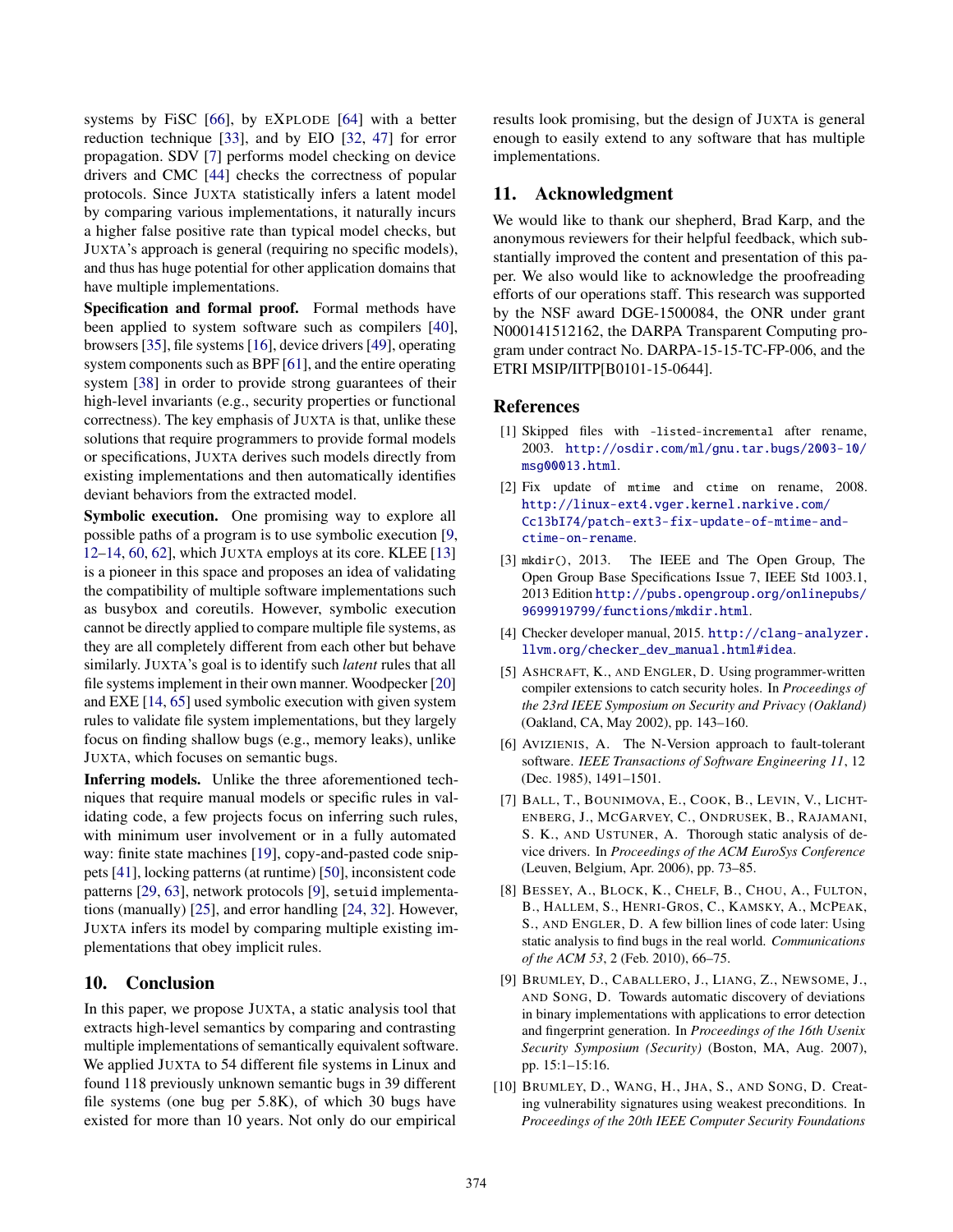systems by FiSC [66], by EXPLODE [64] with a better reduction technique [33], and by EIO [32, 47] for error propagation. SDV [7] performs model checking on device drivers and CMC [44] checks the correctness of popular protocols. Since JUXTA statistically infers a latent model by comparing various implementations, it naturally incurs a higher false positive rate than typical model checks, but JUXTA's approach is general (requiring no specific models), and thus has huge potential for other application domains that have multiple implementations.

**Specification and formal proof.** Formal methods have been applied to system software such as compilers [40], browsers [35], file systems [16], device drivers [49], operating system components such as BPF [61], and the entire operating system [38] in order to provide strong guarantees of their high-level invariants (e.g., security properties or functional correctness). The key emphasis of JUXTA is that, unlike these solutions that require programmers to provide formal models or specifications, JUXTA derives such models directly from existing implementations and then automatically identifies deviant behaviors from the extracted model.

**Symbolic execution.** One promising way to explore all possible paths of a program is to use symbolic execution [9, 12–14, 60, 62], which JUXTA employs at its core. KLEE [13] is a pioneer in this space and proposes an idea of validating the compatibility of multiple software implementations such as busybox and coreutils. However, symbolic execution cannot be directly applied to compare multiple file systems, as they are all completely different from each other but behave similarly. JUXTA's goal is to identify such *latent* rules that all file systems implement in their own manner. Woodpecker [20] and EXE [14, 65] used symbolic execution with given system rules to validate file system implementations, but they largely focus on finding shallow bugs (e.g., memory leaks), unlike JUXTA, which focuses on semantic bugs.

**Inferring models.** Unlike the three aforementioned techniques that require manual models or specific rules in validating code, a few projects focus on inferring such rules, with minimum user involvement or in a fully automated way: finite state machines [19], copy-and-pasted code snippets [41], locking patterns (at runtime) [50], inconsistent code patterns [29, 63], network protocols [9], `setuid` implementations (manually) [25], and error handling [24, 32]. However, JUXTA infers its model by comparing multiple existing implementations that obey implicit rules.

## 10. Conclusion

In this paper, we propose JUXTA, a static analysis tool that extracts high-level semantics by comparing and contrasting multiple implementations of semantically equivalent software. We applied JUXTA to 54 different file systems in Linux and found 118 previously unknown semantic bugs in 39 different file systems (one bug per 5.8K), of which 30 bugs have existed for more than 10 years. Not only do our empirical results look promising, but the design of JUXTA is general enough to easily extend to any software that has multiple implementations.

## 11. Acknowledgment

We would like to thank our shepherd, Brad Karp, and the anonymous reviewers for their helpful feedback, which substantially improved the content and presentation of this paper. We also would like to acknowledge the proofreading efforts of our operations staff. This research was supported by the NSF award DGE-1500084, the ONR under grant N000141512162, the DARPA Transparent Computing program under contract No. DARPA-15-15-TC-FP-006, and the ETRI MSIP/IITP[B0101-15-0644].

## References

[1] Skipped files with `-listed-incremental` after rename, 2003. http://osdir.com/ml/gnu.tar.bugs/2003-10/msg00013.html.

[2] Fix update of `mtime` and `ctime` on rename, 2008. http://linux-ext4.vger.kernel.narkive.com/Cc13bI74/patch-ext3-fix-update-of-mtime-and-ctime-on-rename.

[3] `mkdir()`, 2013. The IEEE and The Open Group, The Open Group Base Specifications Issue 7, IEEE Std 1003.1, 2013 Edition http://pubs.opengroup.org/onlinepubs/9699919799/functions/mkdir.html.

[4] Checker developer manual, 2015. http://clang-analyzer.llvm.org/checker_dev_manual.html#idea.

[5] ASHCRAFT, K., AND ENGLER, D. Using programmer-written compiler extensions to catch security holes. In *Proceedings of the 23rd IEEE Symposium on Security and Privacy (Oakland)* (Oakland, CA, May 2002), pp. 143–160.

[6] AVIZIENIS, A. The N-Version approach to fault-tolerant software. *IEEE Transactions of Software Engineering 11*, 12 (Dec. 1985), 1491–1501.

[7] BALL, T., BOUNIMOVA, E., COOK, B., LEVIN, V., LICHTENBERG, J., MCGARVEY, C., ONDRUSEK, B., RAJAMANI, S. K., AND USTUNER, A. Thorough static analysis of device drivers. In *Proceedings of the ACM EuroSys Conference* (Leuven, Belgium, Apr. 2006), pp. 73–85.

[8] BESSEY, A., BLOCK, K., CHELF, B., CHOU, A., FULTON, B., HALLEM, S., HENRI-GROS, C., KAMSKY, A., MCPEAK, S., AND ENGLER, D. A few billion lines of code later: Using static analysis to find bugs in the real world. *Communications of the ACM 53*, 2 (Feb. 2010), 66–75.

[9] BRUMLEY, D., CABALLERO, J., LIANG, Z., NEWSOME, J., AND SONG, D. Towards automatic discovery of deviations in binary implementations with applications to error detection and fingerprint generation. In *Proceedings of the 16th Usenix Security Symposium (Security)* (Boston, MA, Aug. 2007), pp. 15:1–15:16.

[10] BRUMLEY, D., WANG, H., JHA, S., AND SONG, D. Creating vulnerability signatures using weakest preconditions. In *Proceedings of the 20th IEEE Computer Security Foundations*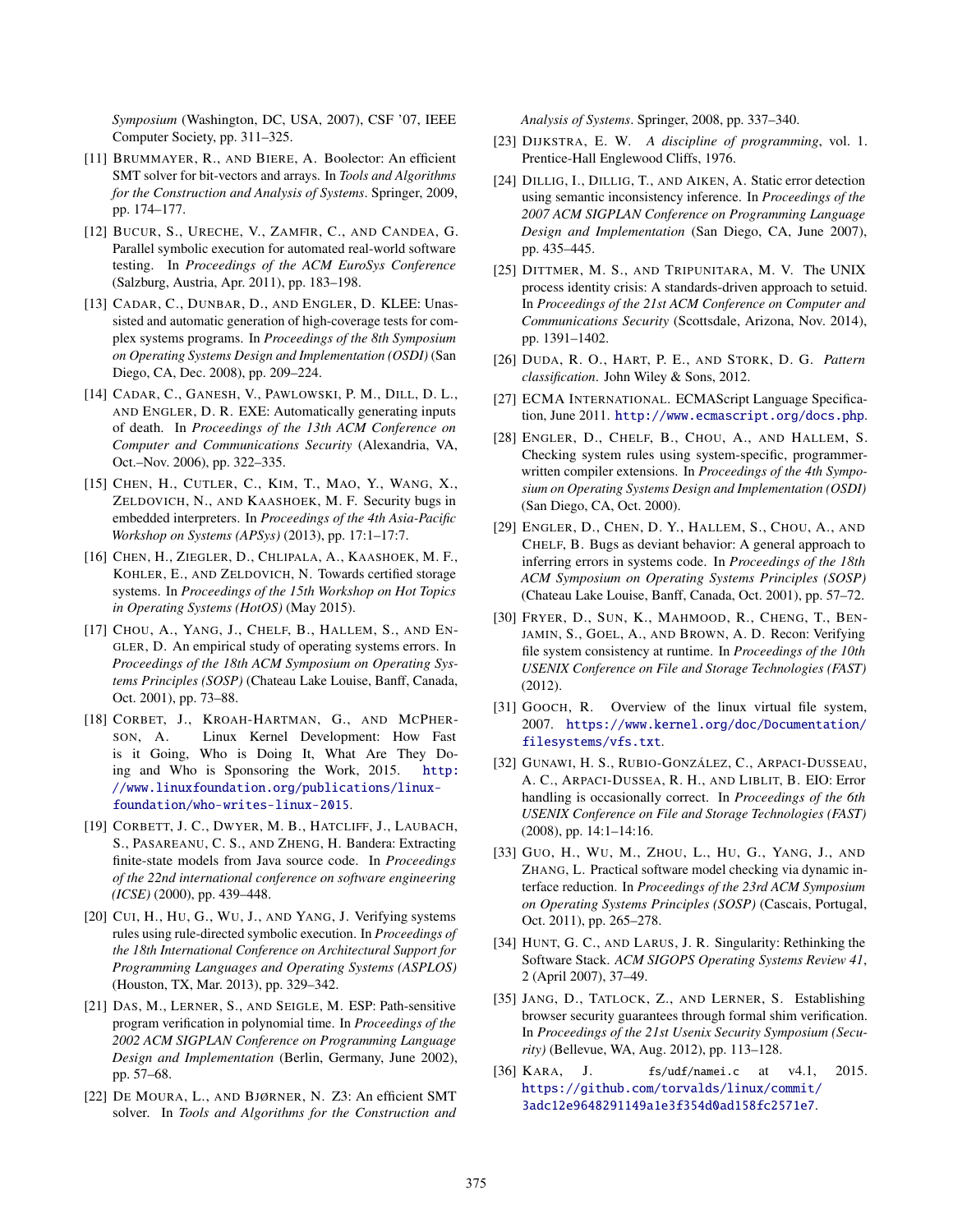*Symposium* (Washington, DC, USA, 2007), CSF '07, IEEE Computer Society, pp. 311–325.

[11] Brummayer, R., and Biere, A. Boolector: An efficient SMT solver for bit-vectors and arrays. In *Tools and Algorithms for the Construction and Analysis of Systems*. Springer, 2009, pp. 174–177.

[12] Bucur, S., Ureche, V., Zamfir, C., and Candea, G. Parallel symbolic execution for automated real-world software testing. In *Proceedings of the ACM EuroSys Conference* (Salzburg, Austria, Apr. 2011), pp. 183–198.

[13] Cadar, C., Dunbar, D., and Engler, D. KLEE: Unassisted and automatic generation of high-coverage tests for complex systems programs. In *Proceedings of the 8th Symposium on Operating Systems Design and Implementation (OSDI)* (San Diego, CA, Dec. 2008), pp. 209–224.

[14] Cadar, C., Ganesh, V., Pawlowski, P. M., Dill, D. L., and Engler, D. R. EXE: Automatically generating inputs of death. In *Proceedings of the 13th ACM Conference on Computer and Communications Security* (Alexandria, VA, Oct.–Nov. 2006), pp. 322–335.

[15] Chen, H., Cutler, C., Kim, T., Mao, Y., Wang, X., Zeldovich, N., and Kaashoek, M. F. Security bugs in embedded interpreters. In *Proceedings of the 4th Asia-Pacific Workshop on Systems (APSys)* (2013), pp. 17:1–17:7.

[16] Chen, H., Ziegler, D., Chlipala, A., Kaashoek, M. F., Kohler, E., and Zeldovich, N. Towards certified storage systems. In *Proceedings of the 15th Workshop on Hot Topics in Operating Systems (HotOS)* (May 2015).

[17] Chou, A., Yang, J., Chelf, B., Hallem, S., and Engler, D. An empirical study of operating systems errors. In *Proceedings of the 18th ACM Symposium on Operating Systems Principles (SOSP)* (Chateau Lake Louise, Banff, Canada, Oct. 2001), pp. 73–88.

[18] Corbet, J., Kroah-Hartman, G., and McPherson, A. Linux Kernel Development: How Fast is it Going, Who is Doing It, What Are They Doing and Who is Sponsoring the Work, 2015. http://www.linuxfoundation.org/publications/linux-foundation/who-writes-linux-2015.

[19] Corbett, J. C., Dwyer, M. B., Hatcliff, J., Laubach, S., Pasareanu, C. S., and Zheng, H. Bandera: Extracting finite-state models from Java source code. In *Proceedings of the 22nd international conference on software engineering (ICSE)* (2000), pp. 439–448.

[20] Cui, H., Hu, G., Wu, J., and Yang, J. Verifying systems rules using rule-directed symbolic execution. In *Proceedings of the 18th International Conference on Architectural Support for Programming Languages and Operating Systems (ASPLOS)* (Houston, TX, Mar. 2013), pp. 329–342.

[21] Das, M., Lerner, S., and Seigle, M. ESP: Path-sensitive program verification in polynomial time. In *Proceedings of the 2002 ACM SIGPLAN Conference on Programming Language Design and Implementation* (Berlin, Germany, June 2002), pp. 57–68.

[22] De Moura, L., and Bjørner, N. Z3: An efficient SMT solver. In *Tools and Algorithms for the Construction and Analysis of Systems*. Springer, 2008, pp. 337–340.

[23] Dijkstra, E. W. *A discipline of programming*, vol. 1. Prentice-Hall Englewood Cliffs, 1976.

[24] Dillig, I., Dillig, T., and Aiken, A. Static error detection using semantic inconsistency inference. In *Proceedings of the 2007 ACM SIGPLAN Conference on Programming Language Design and Implementation* (San Diego, CA, June 2007), pp. 435–445.

[25] Dittmer, M. S., and Tripunitara, M. V. The UNIX process identity crisis: A standards-driven approach to setuid. In *Proceedings of the 21st ACM Conference on Computer and Communications Security* (Scottsdale, Arizona, Nov. 2014), pp. 1391–1402.

[26] Duda, R. O., Hart, P. E., and Stork, D. G. *Pattern classification*. John Wiley & Sons, 2012.

[27] ECMA International. ECMAScript Language Specification, June 2011. http://www.ecmascript.org/docs.php.

[28] Engler, D., Chelf, B., Chou, A., and Hallem, S. Checking system rules using system-specific, programmer-written compiler extensions. In *Proceedings of the 4th Symposium on Operating Systems Design and Implementation (OSDI)* (San Diego, CA, Oct. 2000).

[29] Engler, D., Chen, D. Y., Hallem, S., Chou, A., and Chelf, B. Bugs as deviant behavior: A general approach to inferring errors in systems code. In *Proceedings of the 18th ACM Symposium on Operating Systems Principles (SOSP)* (Chateau Lake Louise, Banff, Canada, Oct. 2001), pp. 57–72.

[30] Fryer, D., Sun, K., Mahmood, R., Cheng, T., Benjamin, S., Goel, A., and Brown, A. D. Recon: Verifying file system consistency at runtime. In *Proceedings of the 10th USENIX Conference on File and Storage Technologies (FAST)* (2012).

[31] Gooch, R. Overview of the linux virtual file system, 2007. https://www.kernel.org/doc/Documentation/filesystems/vfs.txt.

[32] Gunawi, H. S., Rubio-González, C., Arpaci-Dusseau, A. C., Arpaci-Dussea, R. H., and Liblit, B. EIO: Error handling is occasionally correct. In *Proceedings of the 6th USENIX Conference on File and Storage Technologies (FAST)* (2008), pp. 14:1–14:16.

[33] Guo, H., Wu, M., Zhou, L., Hu, G., Yang, J., and Zhang, L. Practical software model checking via dynamic interface reduction. In *Proceedings of the 23rd ACM Symposium on Operating Systems Principles (SOSP)* (Cascais, Portugal, Oct. 2011), pp. 265–278.

[34] Hunt, G. C., and Larus, J. R. Singularity: Rethinking the Software Stack. *ACM SIGOPS Operating Systems Review 41*, 2 (April 2007), 37–49.

[35] Jang, D., Tatlock, Z., and Lerner, S. Establishing browser security guarantees through formal shim verification. In *Proceedings of the 21st Usenix Security Symposium (Security)* (Bellevue, WA, Aug. 2012), pp. 113–128.

[36] Kara, J. `fs/udf/namei.c` at v4.1, 2015. https://github.com/torvalds/linux/commit/3adc12e9648291149a1e3f354d0ad158fc2571e7.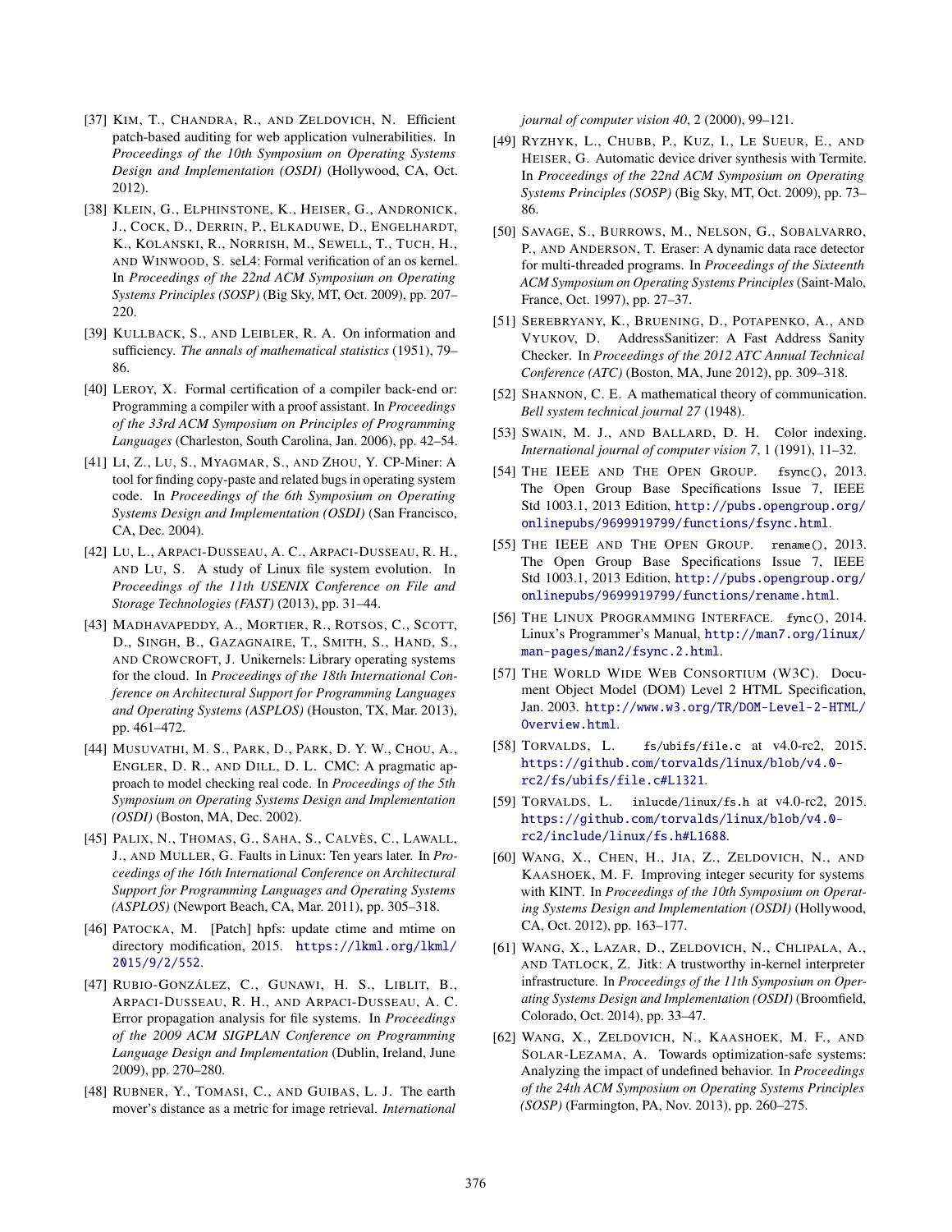[37] Kim, T., Chandra, R., and Zeldovich, N. Efficient patch-based auditing for web application vulnerabilities. In *Proceedings of the 10th Symposium on Operating Systems Design and Implementation (OSDI)* (Hollywood, CA, Oct. 2012).

[38] Klein, G., Elphinstone, K., Heiser, G., Andronick, J., Cock, D., Derrin, P., Elkaduwe, D., Engelhardt, K., Kolanski, R., Norrish, M., Sewell, T., Tuch, H., and Winwood, S. seL4: Formal verification of an os kernel. In *Proceedings of the 22nd ACM Symposium on Operating Systems Principles (SOSP)* (Big Sky, MT, Oct. 2009), pp. 207–220.

[39] Kullback, S., and Leibler, R. A. On information and sufficiency. *The annals of mathematical statistics* (1951), 79–86.

[40] Leroy, X. Formal certification of a compiler back-end or: Programming a compiler with a proof assistant. In *Proceedings of the 33rd ACM Symposium on Principles of Programming Languages* (Charleston, South Carolina, Jan. 2006), pp. 42–54.

[41] Li, Z., Lu, S., Myagmar, S., and Zhou, Y. CP-Miner: A tool for finding copy-paste and related bugs in operating system code. In *Proceedings of the 6th Symposium on Operating Systems Design and Implementation (OSDI)* (San Francisco, CA, Dec. 2004).

[42] Lu, L., Arpaci-Dusseau, A. C., Arpaci-Dusseau, R. H., and Lu, S. A study of Linux file system evolution. In *Proceedings of the 11th USENIX Conference on File and Storage Technologies (FAST)* (2013), pp. 31–44.

[43] Madhavapeddy, A., Mortier, R., Rotsos, C., Scott, D., Singh, B., Gazagnaire, T., Smith, S., Hand, S., and Crowcroft, J. Unikernels: Library operating systems for the cloud. In *Proceedings of the 18th International Conference on Architectural Support for Programming Languages and Operating Systems (ASPLOS)* (Houston, TX, Mar. 2013), pp. 461–472.

[44] Musuvathi, M. S., Park, D., Park, D. Y. W., Chou, A., Engler, D. R., and Dill, D. L. CMC: A pragmatic approach to model checking real code. In *Proceedings of the 5th Symposium on Operating Systems Design and Implementation (OSDI)* (Boston, MA, Dec. 2002).

[45] Palix, N., Thomas, G., Saha, S., Calvès, C., Lawall, J., and Muller, G. Faults in Linux: Ten years later. In *Proceedings of the 16th International Conference on Architectural Support for Programming Languages and Operating Systems (ASPLOS)* (Newport Beach, CA, Mar. 2011), pp. 305–318.

[46] Patocka, M. [Patch] hpfs: update ctime and mtime on directory modification, 2015. https://lkml.org/lkml/2015/9/2/552.

[47] Rubio-González, C., Gunawi, H. S., Liblit, B., Arpaci-Dusseau, R. H., and Arpaci-Dusseau, A. C. Error propagation analysis for file systems. In *Proceedings of the 2009 ACM SIGPLAN Conference on Programming Language Design and Implementation* (Dublin, Ireland, June 2009), pp. 270–280.

[48] Rubner, Y., Tomasi, C., and Guibas, L. J. The earth mover's distance as a metric for image retrieval. *International journal of computer vision 40*, 2 (2000), 99–121.

[49] Ryzhyk, L., Chubb, P., Kuz, I., Le Sueur, E., and Heiser, G. Automatic device driver synthesis with Termite. In *Proceedings of the 22nd ACM Symposium on Operating Systems Principles (SOSP)* (Big Sky, MT, Oct. 2009), pp. 73–86.

[50] Savage, S., Burrows, M., Nelson, G., Sobalvarro, P., and Anderson, T. Eraser: A dynamic data race detector for multi-threaded programs. In *Proceedings of the Sixteenth ACM Symposium on Operating Systems Principles* (Saint-Malo, France, Oct. 1997), pp. 27–37.

[51] Serebryany, K., Bruening, D., Potapenko, A., and Vyukov, D. AddressSanitizer: A Fast Address Sanity Checker. In *Proceedings of the 2012 ATC Annual Technical Conference (ATC)* (Boston, MA, June 2012), pp. 309–318.

[52] Shannon, C. E. A mathematical theory of communication. *Bell system technical journal 27* (1948).

[53] Swain, M. J., and Ballard, D. H. Color indexing. *International journal of computer vision 7*, 1 (1991), 11–32.

[54] The IEEE and The Open Group. `fsync()`, 2013. The Open Group Base Specifications Issue 7, IEEE Std 1003.1, 2013 Edition, http://pubs.opengroup.org/onlinepubs/9699919799/functions/fsync.html.

[55] The IEEE and The Open Group. `rename()`, 2013. The Open Group Base Specifications Issue 7, IEEE Std 1003.1, 2013 Edition, http://pubs.opengroup.org/onlinepubs/9699919799/functions/rename.html.

[56] The Linux Programming Interface. `fync()`, 2014. Linux's Programmer's Manual, http://man7.org/linux/man-pages/man2/fsync.2.html.

[57] The World Wide Web Consortium (W3C). Document Object Model (DOM) Level 2 HTML Specification, Jan. 2003. http://www.w3.org/TR/DOM-Level-2-HTML/Overview.html.

[58] Torvalds, L. `fs/ubifs/file.c` at v4.0-rc2, 2015. https://github.com/torvalds/linux/blob/v4.0-rc2/fs/ubifs/file.c#L1321.

[59] Torvalds, L. `inlucde/linux/fs.h` at v4.0-rc2, 2015. https://github.com/torvalds/linux/blob/v4.0-rc2/include/linux/fs.h#L1688.

[60] Wang, X., Chen, H., Jia, Z., Zeldovich, N., and Kaashoek, M. F. Improving integer security for systems with KINT. In *Proceedings of the 10th Symposium on Operating Systems Design and Implementation (OSDI)* (Hollywood, CA, Oct. 2012), pp. 163–177.

[61] Wang, X., Lazar, D., Zeldovich, N., Chlipala, A., and Tatlock, Z. Jitk: A trustworthy in-kernel interpreter infrastructure. In *Proceedings of the 11th Symposium on Operating Systems Design and Implementation (OSDI)* (Broomfield, Colorado, Oct. 2014), pp. 33–47.

[62] Wang, X., Zeldovich, N., Kaashoek, M. F., and Solar-Lezama, A. Towards optimization-safe systems: Analyzing the impact of undefined behavior. In *Proceedings of the 24th ACM Symposium on Operating Systems Principles (SOSP)* (Farmington, PA, Nov. 2013), pp. 260–275.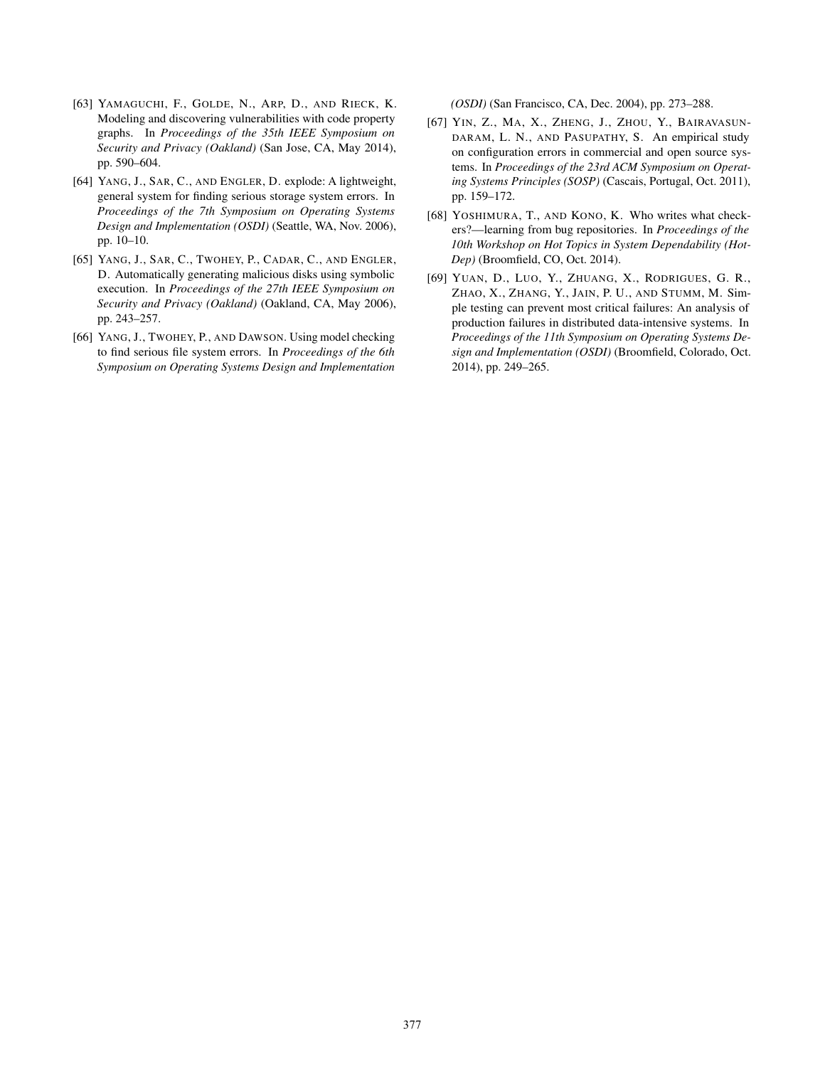[63] YAMAGUCHI, F., GOLDE, N., ARP, D., AND RIECK, K. Modeling and discovering vulnerabilities with code property graphs. In *Proceedings of the 35th IEEE Symposium on Security and Privacy (Oakland)* (San Jose, CA, May 2014), pp. 590–604.

[64] YANG, J., SAR, C., AND ENGLER, D. explode: A lightweight, general system for finding serious storage system errors. In *Proceedings of the 7th Symposium on Operating Systems Design and Implementation (OSDI)* (Seattle, WA, Nov. 2006), pp. 10–10.

[65] YANG, J., SAR, C., TWOHEY, P., CADAR, C., AND ENGLER, D. Automatically generating malicious disks using symbolic execution. In *Proceedings of the 27th IEEE Symposium on Security and Privacy (Oakland)* (Oakland, CA, May 2006), pp. 243–257.

[66] YANG, J., TWOHEY, P., AND DAWSON. Using model checking to find serious file system errors. In *Proceedings of the 6th Symposium on Operating Systems Design and Implementation (OSDI)* (San Francisco, CA, Dec. 2004), pp. 273–288.

[67] YIN, Z., MA, X., ZHENG, J., ZHOU, Y., BAIRAVASUNDARAM, L. N., AND PASUPATHY, S. An empirical study on configuration errors in commercial and open source systems. In *Proceedings of the 23rd ACM Symposium on Operating Systems Principles (SOSP)* (Cascais, Portugal, Oct. 2011), pp. 159–172.

[68] YOSHIMURA, T., AND KONO, K. Who writes what checkers?—learning from bug repositories. In *Proceedings of the 10th Workshop on Hot Topics in System Dependability (HotDep)* (Broomfield, CO, Oct. 2014).

[69] YUAN, D., LUO, Y., ZHUANG, X., RODRIGUES, G. R., ZHAO, X., ZHANG, Y., JAIN, P. U., AND STUMM, M. Simple testing can prevent most critical failures: An analysis of production failures in distributed data-intensive systems. In *Proceedings of the 11th Symposium on Operating Systems Design and Implementation (OSDI)* (Broomfield, Colorado, Oct. 2014), pp. 249–265.